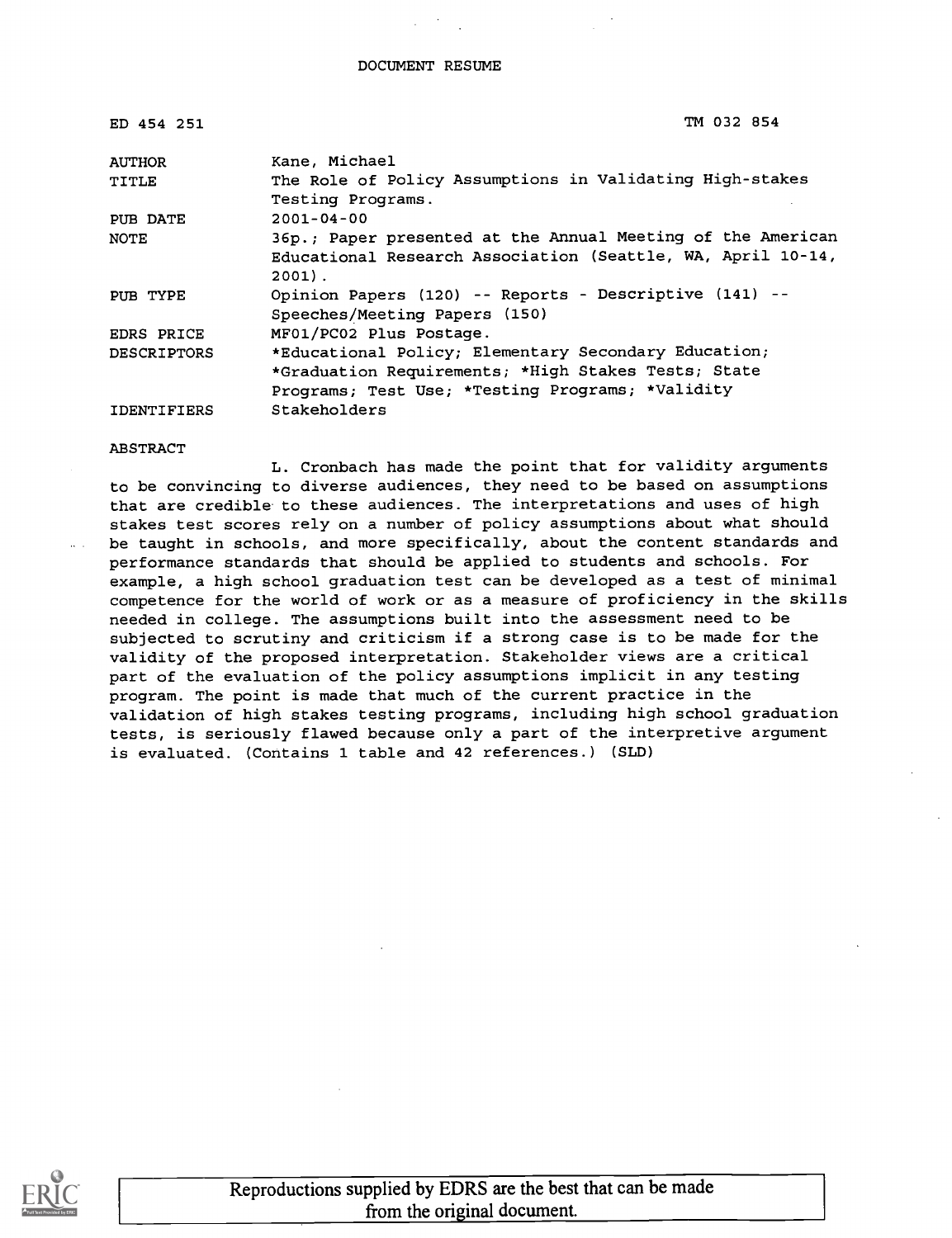DOCUMENT RESUME

ED 454 251 TM 032 854

| | |
|---|---|
| AUTHOR | Kane, Michael |
| TITLE | The Role of Policy Assumptions in Validating High-stakes Testing Programs. |
| PUB DATE | 2001-04-00 |
| NOTE | 36p.; Paper presented at the Annual Meeting of the American Educational Research Association (Seattle, WA, April 10-14, 2001). |
| PUB TYPE | Opinion Papers (120) -- Reports - Descriptive (141) -- Speeches/Meeting Papers (150) |
| EDRS PRICE | MF01/PC02 Plus Postage. |
| DESCRIPTORS | *Educational Policy; Elementary Secondary Education; *Graduation Requirements; *High Stakes Tests; State Programs; Test Use; *Testing Programs; *Validity |
| IDENTIFIERS | Stakeholders |

ABSTRACT

L. Cronbach has made the point that for validity arguments to be convincing to diverse audiences, they need to be based on assumptions that are credible to these audiences. The interpretations and uses of high stakes test scores rely on a number of policy assumptions about what should be taught in schools, and more specifically, about the content standards and performance standards that should be applied to students and schools. For example, a high school graduation test can be developed as a test of minimal competence for the world of work or as a measure of proficiency in the skills needed in college. The assumptions built into the assessment need to be subjected to scrutiny and criticism if a strong case is to be made for the validity of the proposed interpretation. Stakeholder views are a critical part of the evaluation of the policy assumptions implicit in any testing program. The point is made that much of the current practice in the validation of high stakes testing programs, including high school graduation tests, is seriously flawed because only a part of the interpretive argument is evaluated. (Contains 1 table and 42 references.) (SLD)

Reproductions supplied by EDRS are the best that can be made from the original document.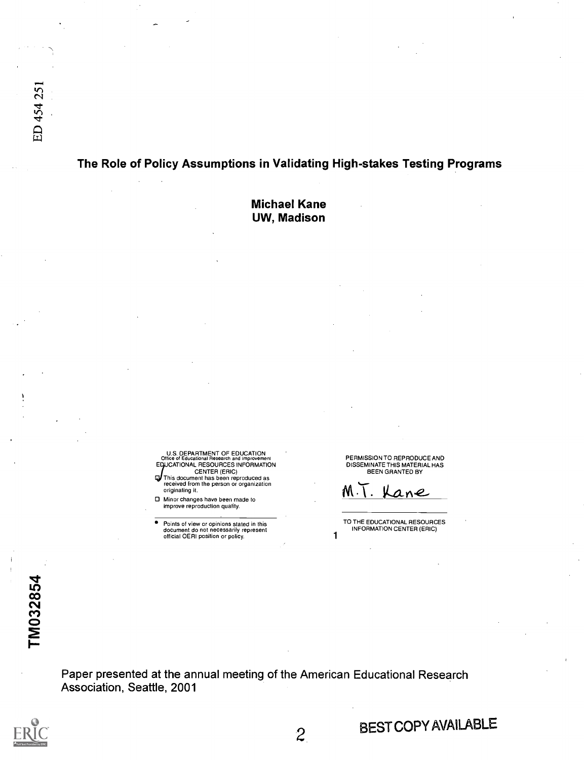# The Role of Policy Assumptions in Validating High-stakes Testing Programs

**Michael Kane**
**UW, Madison**

U.S. DEPARTMENT OF EDUCATION
Office of Educational Research and Improvement
EDUCATIONAL RESOURCES INFORMATION CENTER (ERIC)

- This document has been reproduced as received from the person or organization originating it.
- Minor changes have been made to improve reproduction quality.
- Points of view or opinions stated in this document do not necessarily represent official OERI position or policy.

PERMISSION TO REPRODUCE AND DISSEMINATE THIS MATERIAL HAS BEEN GRANTED BY

M.T. Kane

TO THE EDUCATIONAL RESOURCES INFORMATION CENTER (ERIC)

Paper presented at the annual meeting of the American Educational Research Association, Seattle, 2001

BEST COPY AVAILABLE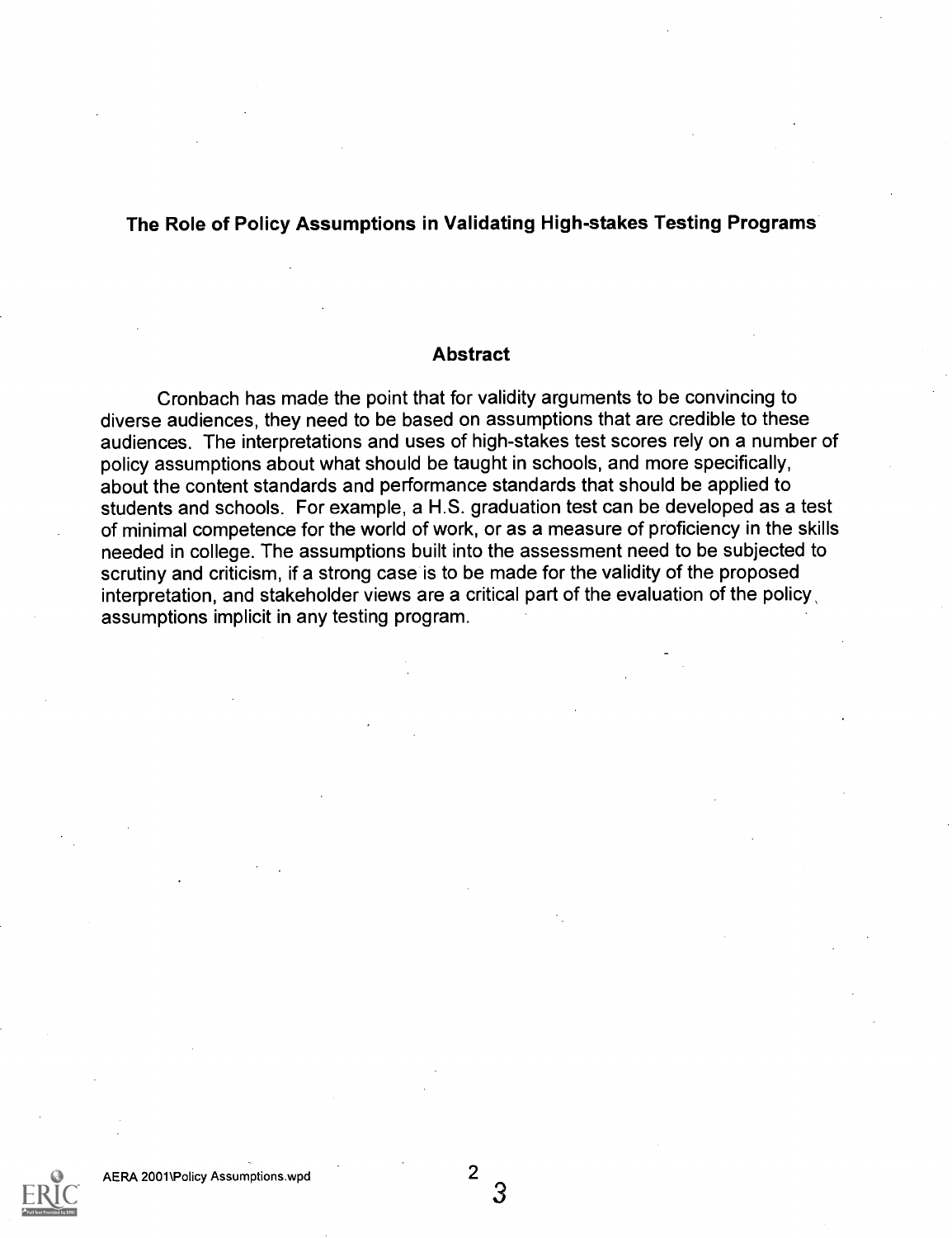**The Role of Policy Assumptions in Validating High-stakes Testing Programs**

## Abstract

Cronbach has made the point that for validity arguments to be convincing to diverse audiences, they need to be based on assumptions that are credible to these audiences. The interpretations and uses of high-stakes test scores rely on a number of policy assumptions about what should be taught in schools, and more specifically, about the content standards and performance standards that should be applied to students and schools. For example, a H.S. graduation test can be developed as a test of minimal competence for the world of work, or as a measure of proficiency in the skills needed in college. The assumptions built into the assessment need to be subjected to scrutiny and criticism, if a strong case is to be made for the validity of the proposed interpretation, and stakeholder views are a critical part of the evaluation of the policy assumptions implicit in any testing program.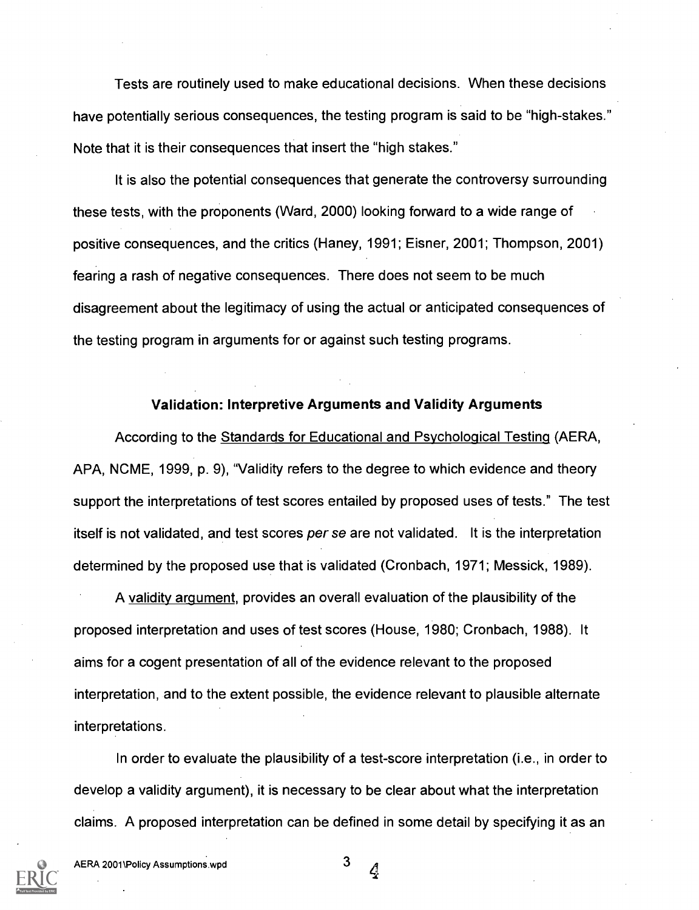Tests are routinely used to make educational decisions. When these decisions have potentially serious consequences, the testing program is said to be "high-stakes." Note that it is their consequences that insert the "high stakes."

It is also the potential consequences that generate the controversy surrounding these tests, with the proponents (Ward, 2000) looking forward to a wide range of positive consequences, and the critics (Haney, 1991; Eisner, 2001; Thompson, 2001) fearing a rash of negative consequences. There does not seem to be much disagreement about the legitimacy of using the actual or anticipated consequences of the testing program in arguments for or against such testing programs.

## Validation: Interpretive Arguments and Validity Arguments

According to the Standards for Educational and Psychological Testing (AERA, APA, NCME, 1999, p. 9), "Validity refers to the degree to which evidence and theory support the interpretations of test scores entailed by proposed uses of tests." The test itself is not validated, and test scores *per se* are not validated. It is the interpretation determined by the proposed use that is validated (Cronbach, 1971; Messick, 1989).

A validity argument, provides an overall evaluation of the plausibility of the proposed interpretation and uses of test scores (House, 1980; Cronbach, 1988). It aims for a cogent presentation of all of the evidence relevant to the proposed interpretation, and to the extent possible, the evidence relevant to plausible alternate interpretations.

In order to evaluate the plausibility of a test-score interpretation (i.e., in order to develop a validity argument), it is necessary to be clear about what the interpretation claims. A proposed interpretation can be defined in some detail by specifying it as an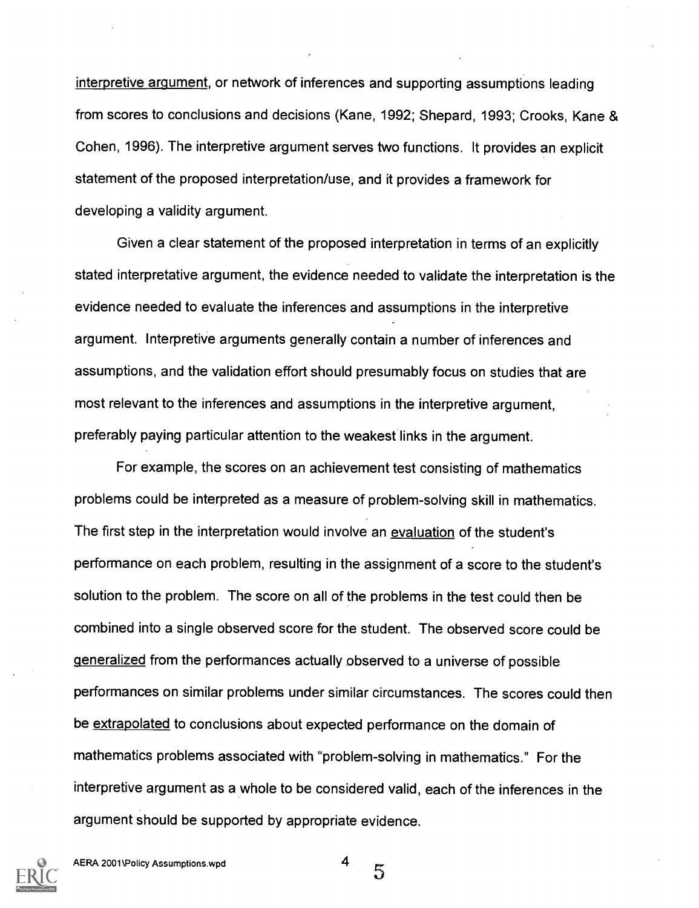interpretive argument, or network of inferences and supporting assumptions leading from scores to conclusions and decisions (Kane, 1992; Shepard, 1993; Crooks, Kane & Cohen, 1996). The interpretive argument serves two functions. It provides an explicit statement of the proposed interpretation/use, and it provides a framework for developing a validity argument.

Given a clear statement of the proposed interpretation in terms of an explicitly stated interpretative argument, the evidence needed to validate the interpretation is the evidence needed to evaluate the inferences and assumptions in the interpretive argument. Interpretive arguments generally contain a number of inferences and assumptions, and the validation effort should presumably focus on studies that are most relevant to the inferences and assumptions in the interpretive argument, preferably paying particular attention to the weakest links in the argument.

For example, the scores on an achievement test consisting of mathematics problems could be interpreted as a measure of problem-solving skill in mathematics. The first step in the interpretation would involve an evaluation of the student's performance on each problem, resulting in the assignment of a score to the student's solution to the problem. The score on all of the problems in the test could then be combined into a single observed score for the student. The observed score could be generalized from the performances actually observed to a universe of possible performances on similar problems under similar circumstances. The scores could then be extrapolated to conclusions about expected performance on the domain of mathematics problems associated with "problem-solving in mathematics." For the interpretive argument as a whole to be considered valid, each of the inferences in the argument should be supported by appropriate evidence.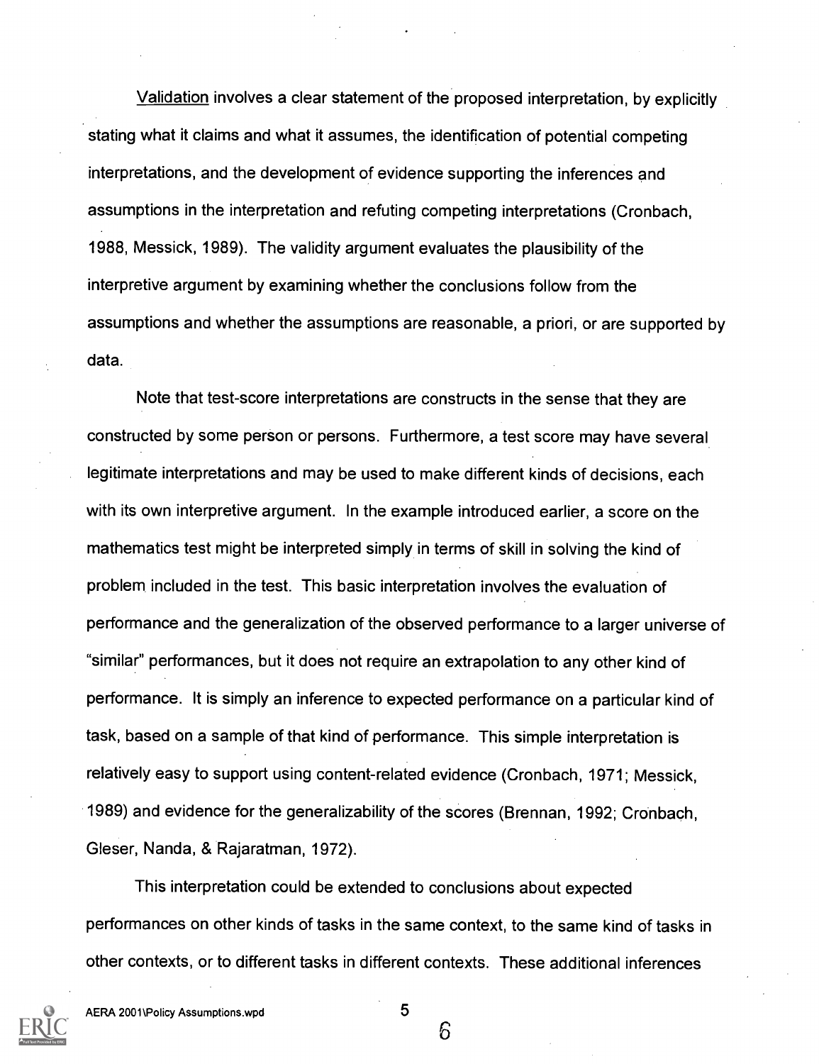Validation involves a clear statement of the proposed interpretation, by explicitly stating what it claims and what it assumes, the identification of potential competing interpretations, and the development of evidence supporting the inferences and assumptions in the interpretation and refuting competing interpretations (Cronbach, 1988, Messick, 1989). The validity argument evaluates the plausibility of the interpretive argument by examining whether the conclusions follow from the assumptions and whether the assumptions are reasonable, a priori, or are supported by data.

Note that test-score interpretations are constructs in the sense that they are constructed by some person or persons. Furthermore, a test score may have several legitimate interpretations and may be used to make different kinds of decisions, each with its own interpretive argument. In the example introduced earlier, a score on the mathematics test might be interpreted simply in terms of skill in solving the kind of problem included in the test. This basic interpretation involves the evaluation of performance and the generalization of the observed performance to a larger universe of "similar" performances, but it does not require an extrapolation to any other kind of performance. It is simply an inference to expected performance on a particular kind of task, based on a sample of that kind of performance. This simple interpretation is relatively easy to support using content-related evidence (Cronbach, 1971; Messick, 1989) and evidence for the generalizability of the scores (Brennan, 1992; Cronbach, Gleser, Nanda, & Rajaratman, 1972).

This interpretation could be extended to conclusions about expected performances on other kinds of tasks in the same context, to the same kind of tasks in other contexts, or to different tasks in different contexts. These additional inferences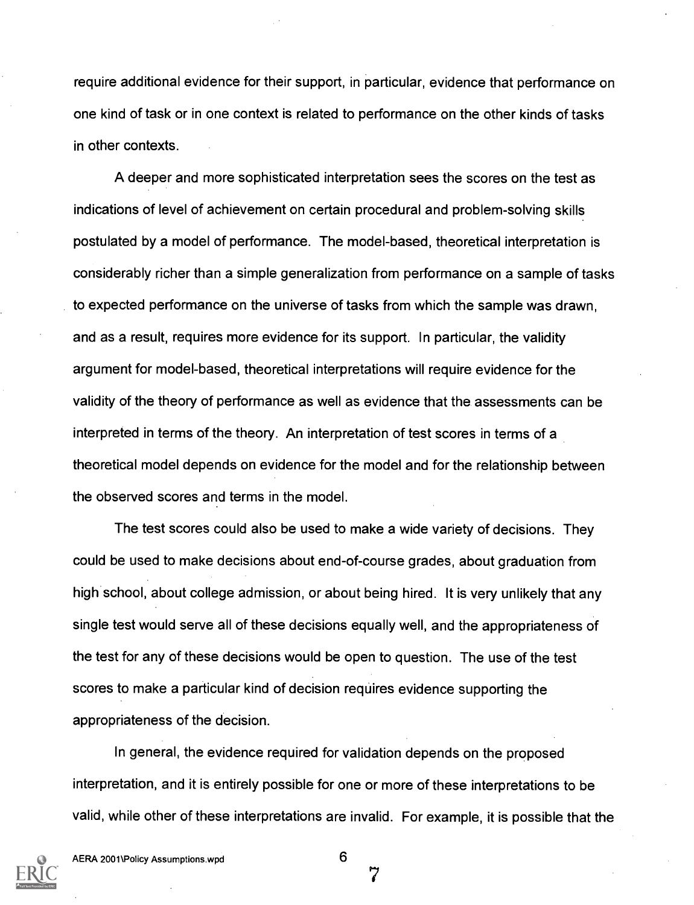require additional evidence for their support, in particular, evidence that performance on one kind of task or in one context is related to performance on the other kinds of tasks in other contexts.

A deeper and more sophisticated interpretation sees the scores on the test as indications of level of achievement on certain procedural and problem-solving skills postulated by a model of performance. The model-based, theoretical interpretation is considerably richer than a simple generalization from performance on a sample of tasks to expected performance on the universe of tasks from which the sample was drawn, and as a result, requires more evidence for its support. In particular, the validity argument for model-based, theoretical interpretations will require evidence for the validity of the theory of performance as well as evidence that the assessments can be interpreted in terms of the theory. An interpretation of test scores in terms of a theoretical model depends on evidence for the model and for the relationship between the observed scores and terms in the model.

The test scores could also be used to make a wide variety of decisions. They could be used to make decisions about end-of-course grades, about graduation from high school, about college admission, or about being hired. It is very unlikely that any single test would serve all of these decisions equally well, and the appropriateness of the test for any of these decisions would be open to question. The use of the test scores to make a particular kind of decision requires evidence supporting the appropriateness of the decision.

In general, the evidence required for validation depends on the proposed interpretation, and it is entirely possible for one or more of these interpretations to be valid, while other of these interpretations are invalid. For example, it is possible that the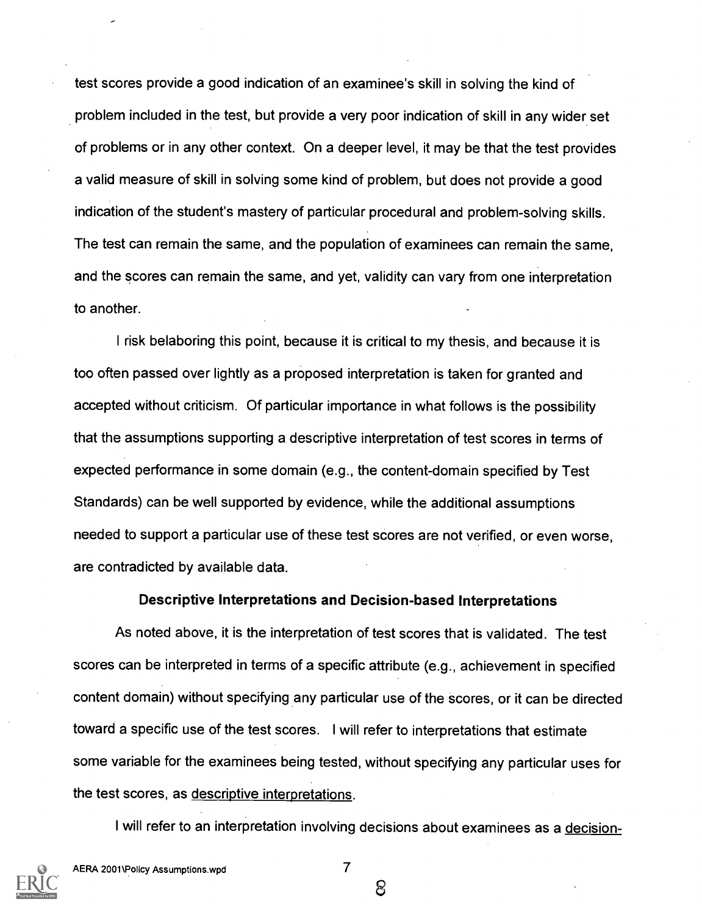test scores provide a good indication of an examinee's skill in solving the kind of problem included in the test, but provide a very poor indication of skill in any wider set of problems or in any other context. On a deeper level, it may be that the test provides a valid measure of skill in solving some kind of problem, but does not provide a good indication of the student's mastery of particular procedural and problem-solving skills. The test can remain the same, and the population of examinees can remain the same, and the scores can remain the same, and yet, validity can vary from one interpretation to another.

I risk belaboring this point, because it is critical to my thesis, and because it is too often passed over lightly as a proposed interpretation is taken for granted and accepted without criticism. Of particular importance in what follows is the possibility that the assumptions supporting a descriptive interpretation of test scores in terms of expected performance in some domain (e.g., the content-domain specified by Test Standards) can be well supported by evidence, while the additional assumptions needed to support a particular use of these test scores are not verified, or even worse, are contradicted by available data.

### Descriptive Interpretations and Decision-based Interpretations

As noted above, it is the interpretation of test scores that is validated. The test scores can be interpreted in terms of a specific attribute (e.g., achievement in specified content domain) without specifying any particular use of the scores, or it can be directed toward a specific use of the test scores. I will refer to interpretations that estimate some variable for the examinees being tested, without specifying any particular uses for the test scores, as <u>descriptive interpretations</u>.

I will refer to an interpretation involving decisions about examinees as a <u>decision-</u>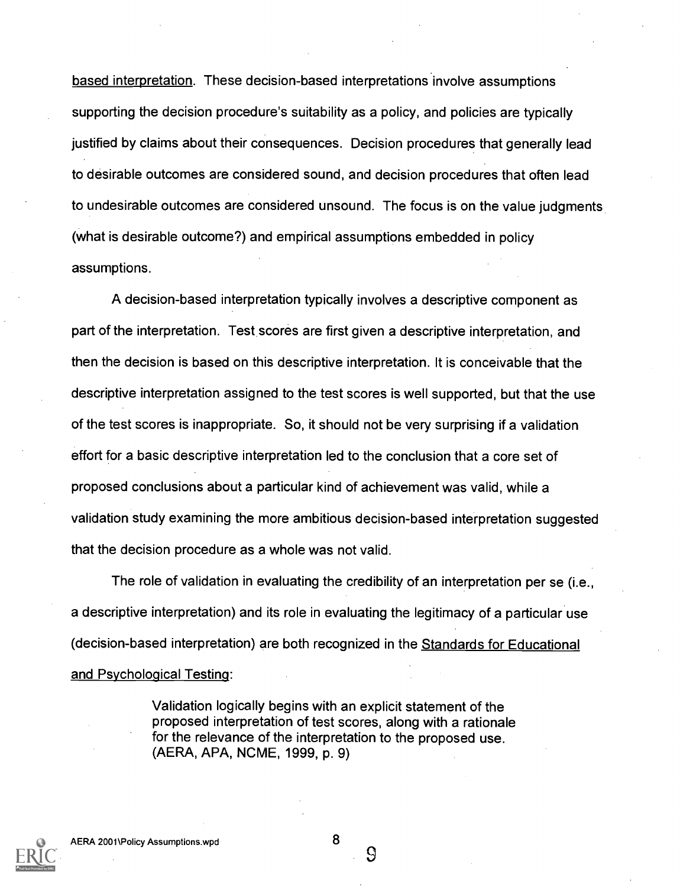based interpretation. These decision-based interpretations involve assumptions supporting the decision procedure's suitability as a policy, and policies are typically justified by claims about their consequences. Decision procedures that generally lead to desirable outcomes are considered sound, and decision procedures that often lead to undesirable outcomes are considered unsound. The focus is on the value judgments (what is desirable outcome?) and empirical assumptions embedded in policy assumptions.

A decision-based interpretation typically involves a descriptive component as part of the interpretation. Test scores are first given a descriptive interpretation, and then the decision is based on this descriptive interpretation. It is conceivable that the descriptive interpretation assigned to the test scores is well supported, but that the use of the test scores is inappropriate. So, it should not be very surprising if a validation effort for a basic descriptive interpretation led to the conclusion that a core set of proposed conclusions about a particular kind of achievement was valid, while a validation study examining the more ambitious decision-based interpretation suggested that the decision procedure as a whole was not valid.

The role of validation in evaluating the credibility of an interpretation per se (i.e., a descriptive interpretation) and its role in evaluating the legitimacy of a particular use (decision-based interpretation) are both recognized in the Standards for Educational and Psychological Testing:

> Validation logically begins with an explicit statement of the proposed interpretation of test scores, along with a rationale for the relevance of the interpretation to the proposed use. (AERA, APA, NCME, 1999, p. 9)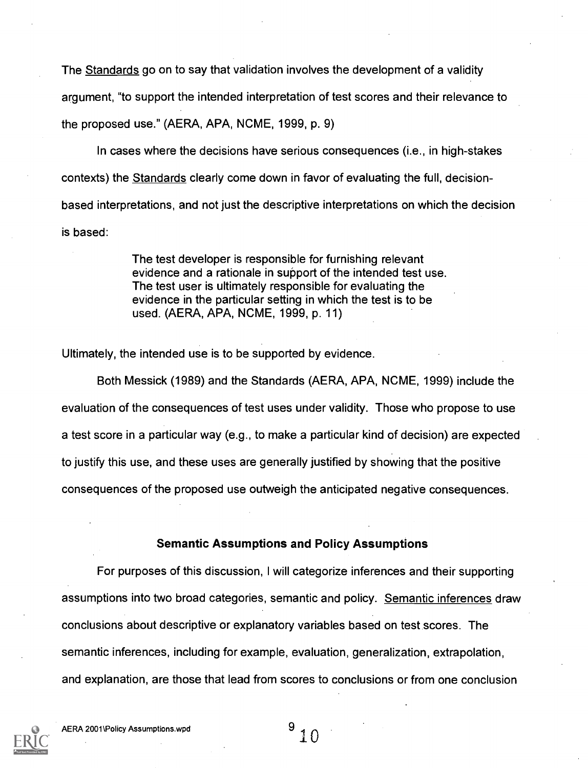The Standards go on to say that validation involves the development of a validity argument, "to support the intended interpretation of test scores and their relevance to the proposed use." (AERA, APA, NCME, 1999, p. 9)

In cases where the decisions have serious consequences (i.e., in high-stakes contexts) the Standards clearly come down in favor of evaluating the full, decision-based interpretations, and not just the descriptive interpretations on which the decision is based:

> The test developer is responsible for furnishing relevant evidence and a rationale in support of the intended test use. The test user is ultimately responsible for evaluating the evidence in the particular setting in which the test is to be used. (AERA, APA, NCME, 1999, p. 11)

Ultimately, the intended use is to be supported by evidence.

Both Messick (1989) and the Standards (AERA, APA, NCME, 1999) include the evaluation of the consequences of test uses under validity. Those who propose to use a test score in a particular way (e.g., to make a particular kind of decision) are expected to justify this use, and these uses are generally justified by showing that the positive consequences of the proposed use outweigh the anticipated negative consequences.

### Semantic Assumptions and Policy Assumptions

For purposes of this discussion, I will categorize inferences and their supporting assumptions into two broad categories, semantic and policy. Semantic inferences draw conclusions about descriptive or explanatory variables based on test scores. The semantic inferences, including for example, evaluation, generalization, extrapolation, and explanation, are those that lead from scores to conclusions or from one conclusion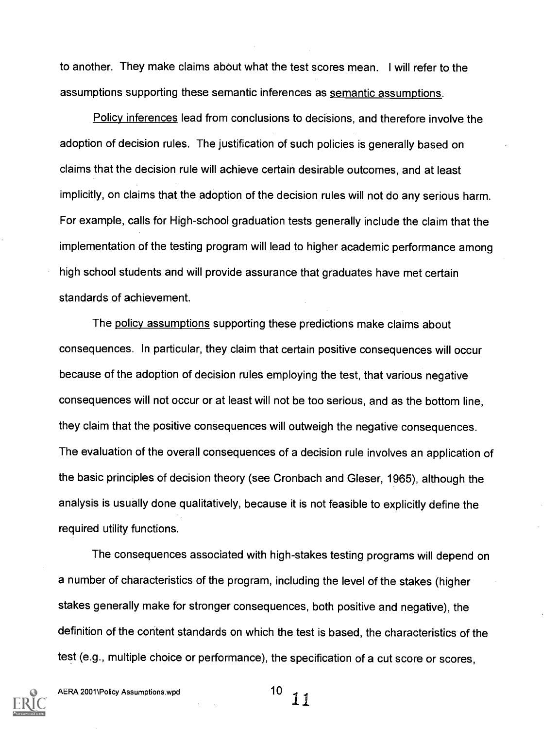to another. They make claims about what the test scores mean. I will refer to the assumptions supporting these semantic inferences as semantic assumptions.

Policy inferences lead from conclusions to decisions, and therefore involve the adoption of decision rules. The justification of such policies is generally based on claims that the decision rule will achieve certain desirable outcomes, and at least implicitly, on claims that the adoption of the decision rules will not do any serious harm. For example, calls for High-school graduation tests generally include the claim that the implementation of the testing program will lead to higher academic performance among high school students and will provide assurance that graduates have met certain standards of achievement.

The policy assumptions supporting these predictions make claims about consequences. In particular, they claim that certain positive consequences will occur because of the adoption of decision rules employing the test, that various negative consequences will not occur or at least will not be too serious, and as the bottom line, they claim that the positive consequences will outweigh the negative consequences. The evaluation of the overall consequences of a decision rule involves an application of the basic principles of decision theory (see Cronbach and Gleser, 1965), although the analysis is usually done qualitatively, because it is not feasible to explicitly define the required utility functions.

The consequences associated with high-stakes testing programs will depend on a number of characteristics of the program, including the level of the stakes (higher stakes generally make for stronger consequences, both positive and negative), the definition of the content standards on which the test is based, the characteristics of the test (e.g., multiple choice or performance), the specification of a cut score or scores,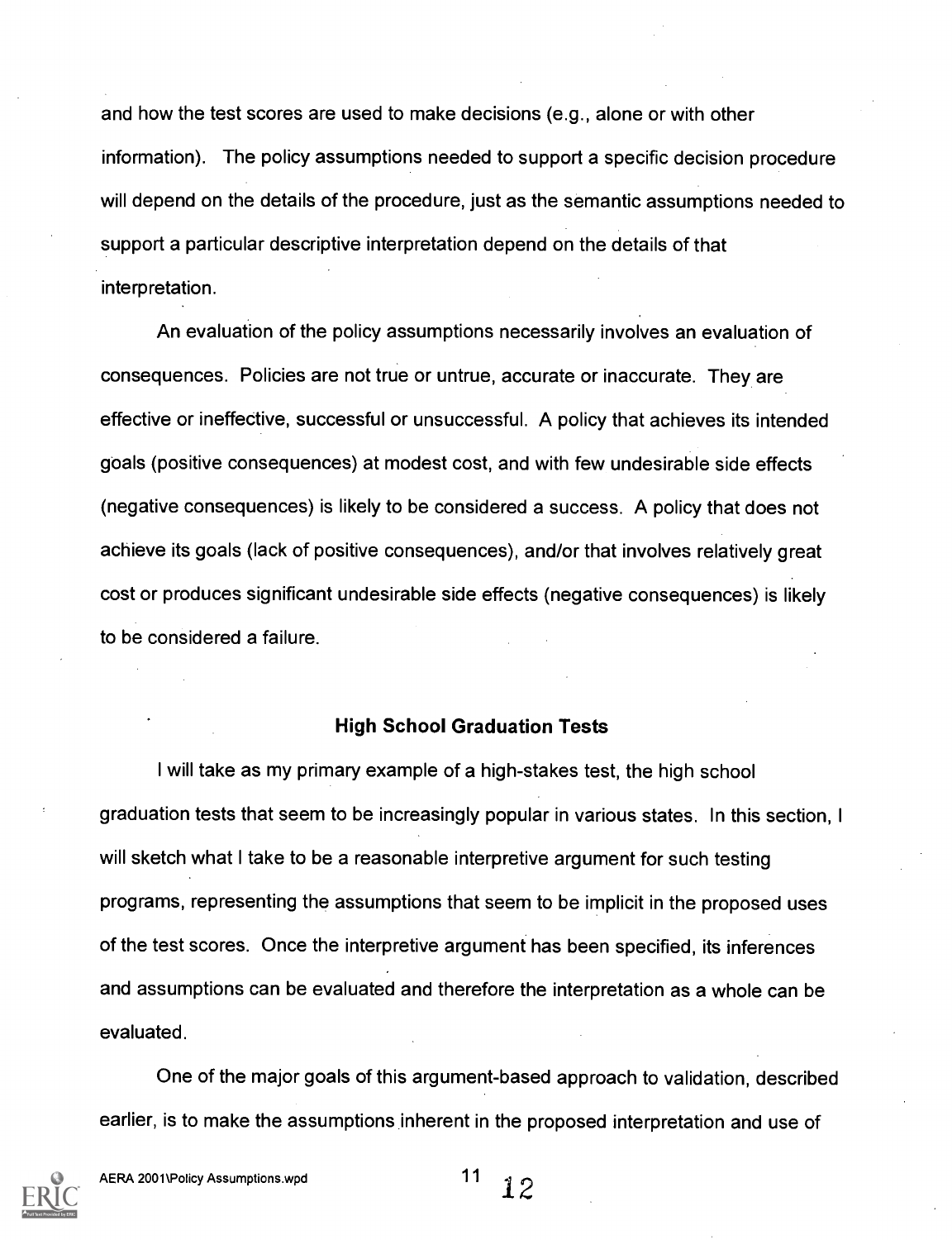and how the test scores are used to make decisions (e.g., alone or with other information). The policy assumptions needed to support a specific decision procedure will depend on the details of the procedure, just as the semantic assumptions needed to support a particular descriptive interpretation depend on the details of that interpretation.

An evaluation of the policy assumptions necessarily involves an evaluation of consequences. Policies are not true or untrue, accurate or inaccurate. They are effective or ineffective, successful or unsuccessful. A policy that achieves its intended goals (positive consequences) at modest cost, and with few undesirable side effects (negative consequences) is likely to be considered a success. A policy that does not achieve its goals (lack of positive consequences), and/or that involves relatively great cost or produces significant undesirable side effects (negative consequences) is likely to be considered a failure.

## High School Graduation Tests

I will take as my primary example of a high-stakes test, the high school graduation tests that seem to be increasingly popular in various states. In this section, I will sketch what I take to be a reasonable interpretive argument for such testing programs, representing the assumptions that seem to be implicit in the proposed uses of the test scores. Once the interpretive argument has been specified, its inferences and assumptions can be evaluated and therefore the interpretation as a whole can be evaluated.

One of the major goals of this argument-based approach to validation, described earlier, is to make the assumptions inherent in the proposed interpretation and use of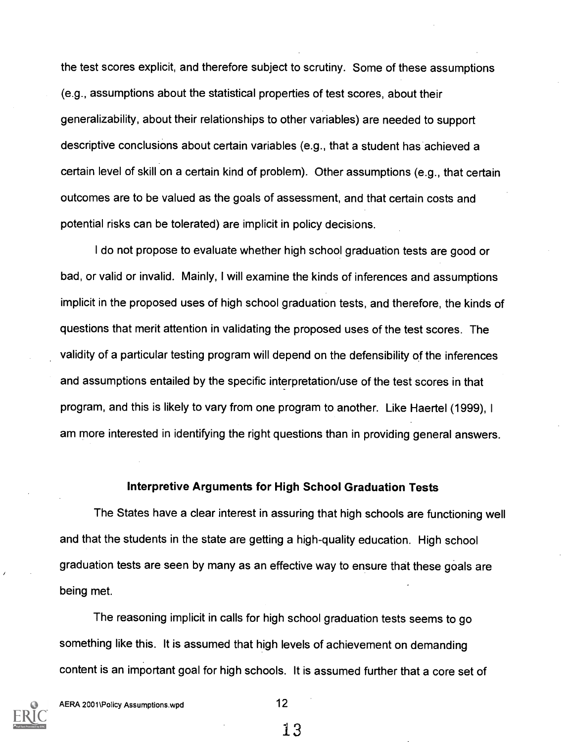the test scores explicit, and therefore subject to scrutiny. Some of these assumptions (e.g., assumptions about the statistical properties of test scores, about their generalizability, about their relationships to other variables) are needed to support descriptive conclusions about certain variables (e.g., that a student has achieved a certain level of skill on a certain kind of problem). Other assumptions (e.g., that certain outcomes are to be valued as the goals of assessment, and that certain costs and potential risks can be tolerated) are implicit in policy decisions.

I do not propose to evaluate whether high school graduation tests are good or bad, or valid or invalid. Mainly, I will examine the kinds of inferences and assumptions implicit in the proposed uses of high school graduation tests, and therefore, the kinds of questions that merit attention in validating the proposed uses of the test scores. The validity of a particular testing program will depend on the defensibility of the inferences and assumptions entailed by the specific interpretation/use of the test scores in that program, and this is likely to vary from one program to another. Like Haertel (1999), I am more interested in identifying the right questions than in providing general answers.

## Interpretive Arguments for High School Graduation Tests

The States have a clear interest in assuring that high schools are functioning well and that the students in the state are getting a high-quality education. High school graduation tests are seen by many as an effective way to ensure that these goals are being met.

The reasoning implicit in calls for high school graduation tests seems to go something like this. It is assumed that high levels of achievement on demanding content is an important goal for high schools. It is assumed further that a core set of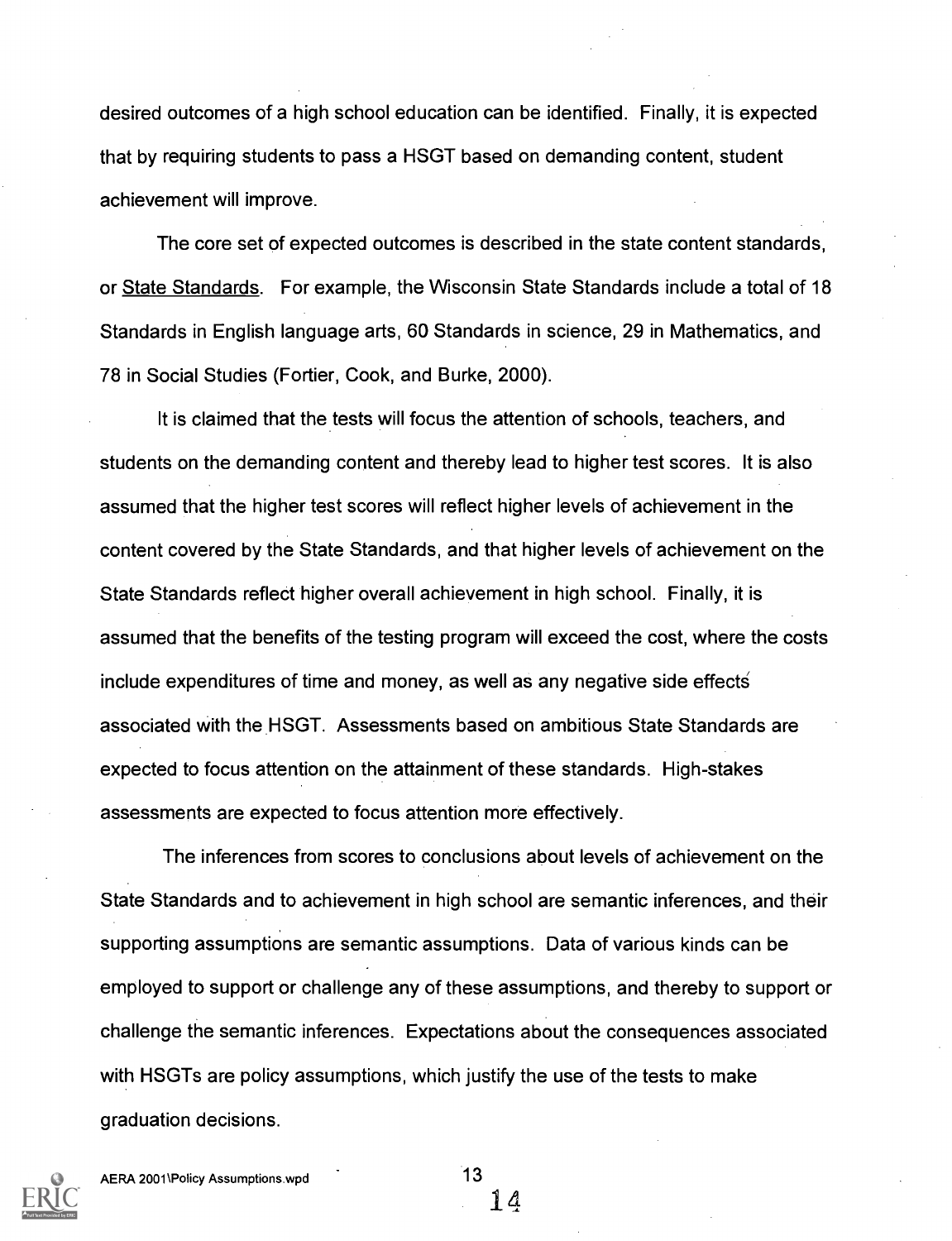desired outcomes of a high school education can be identified. Finally, it is expected that by requiring students to pass a HSGT based on demanding content, student achievement will improve.

The core set of expected outcomes is described in the state content standards, or State Standards. For example, the Wisconsin State Standards include a total of 18 Standards in English language arts, 60 Standards in science, 29 in Mathematics, and 78 in Social Studies (Fortier, Cook, and Burke, 2000).

It is claimed that the tests will focus the attention of schools, teachers, and students on the demanding content and thereby lead to higher test scores. It is also assumed that the higher test scores will reflect higher levels of achievement in the content covered by the State Standards, and that higher levels of achievement on the State Standards reflect higher overall achievement in high school. Finally, it is assumed that the benefits of the testing program will exceed the cost, where the costs include expenditures of time and money, as well as any negative side effects associated with the HSGT. Assessments based on ambitious State Standards are expected to focus attention on the attainment of these standards. High-stakes assessments are expected to focus attention more effectively.

The inferences from scores to conclusions about levels of achievement on the State Standards and to achievement in high school are semantic inferences, and their supporting assumptions are semantic assumptions. Data of various kinds can be employed to support or challenge any of these assumptions, and thereby to support or challenge the semantic inferences. Expectations about the consequences associated with HSGTs are policy assumptions, which justify the use of the tests to make graduation decisions.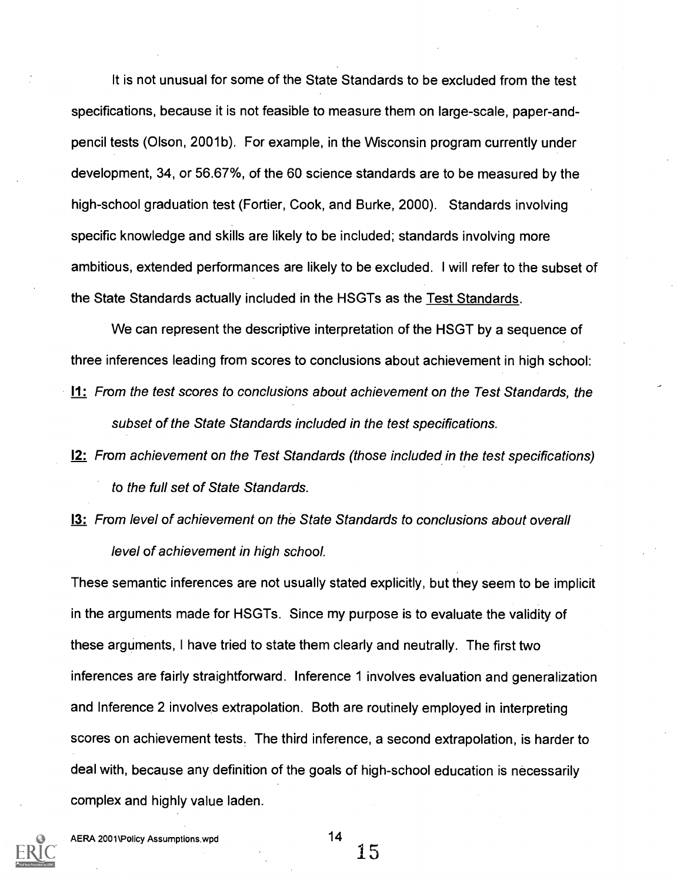It is not unusual for some of the State Standards to be excluded from the test specifications, because it is not feasible to measure them on large-scale, paper-and-pencil tests (Olson, 2001b). For example, in the Wisconsin program currently under development, 34, or 56.67%, of the 60 science standards are to be measured by the high-school graduation test (Fortier, Cook, and Burke, 2000). Standards involving specific knowledge and skills are likely to be included; standards involving more ambitious, extended performances are likely to be excluded. I will refer to the subset of the State Standards actually included in the HSGTs as the <u>Test Standards</u>.

We can represent the descriptive interpretation of the HSGT by a sequence of three inferences leading from scores to conclusions about achievement in high school:

<u>**I1:**</u> *From the test scores to conclusions about achievement on the Test Standards, the subset of the State Standards included in the test specifications.*

<u>**I2:**</u> *From achievement on the Test Standards (those included in the test specifications) to the full set of State Standards.*

<u>**I3:**</u> *From level of achievement on the State Standards to conclusions about overall level of achievement in high school.*

These semantic inferences are not usually stated explicitly, but they seem to be implicit in the arguments made for HSGTs. Since my purpose is to evaluate the validity of these arguments, I have tried to state them clearly and neutrally. The first two inferences are fairly straightforward. Inference 1 involves evaluation and generalization and Inference 2 involves extrapolation. Both are routinely employed in interpreting scores on achievement tests. The third inference, a second extrapolation, is harder to deal with, because any definition of the goals of high-school education is necessarily complex and highly value laden.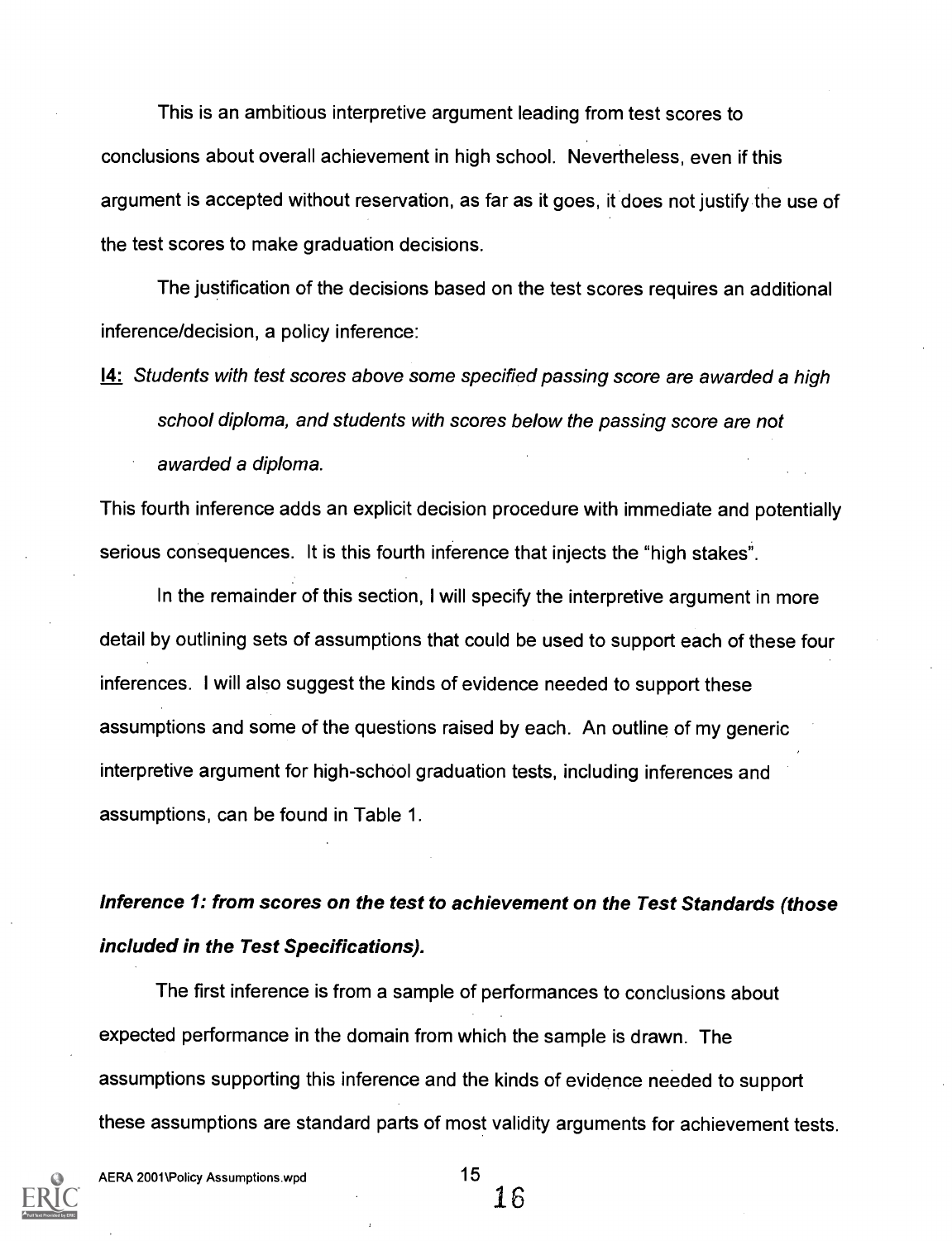This is an ambitious interpretive argument leading from test scores to conclusions about overall achievement in high school. Nevertheless, even if this argument is accepted without reservation, as far as it goes, it does not justify the use of the test scores to make graduation decisions.

The justification of the decisions based on the test scores requires an additional inference/decision, a policy inference:

<u>I4:</u> *Students with test scores above some specified passing score are awarded a high school diploma, and students with scores below the passing score are not awarded a diploma.*

This fourth inference adds an explicit decision procedure with immediate and potentially serious consequences. It is this fourth inference that injects the "high stakes".

In the remainder of this section, I will specify the interpretive argument in more detail by outlining sets of assumptions that could be used to support each of these four inferences. I will also suggest the kinds of evidence needed to support these assumptions and some of the questions raised by each. An outline of my generic interpretive argument for high-school graduation tests, including inferences and assumptions, can be found in Table 1.

***Inference 1: from scores on the test to achievement on the Test Standards (those included in the Test Specifications).***

The first inference is from a sample of performances to conclusions about expected performance in the domain from which the sample is drawn. The assumptions supporting this inference and the kinds of evidence needed to support these assumptions are standard parts of most validity arguments for achievement tests.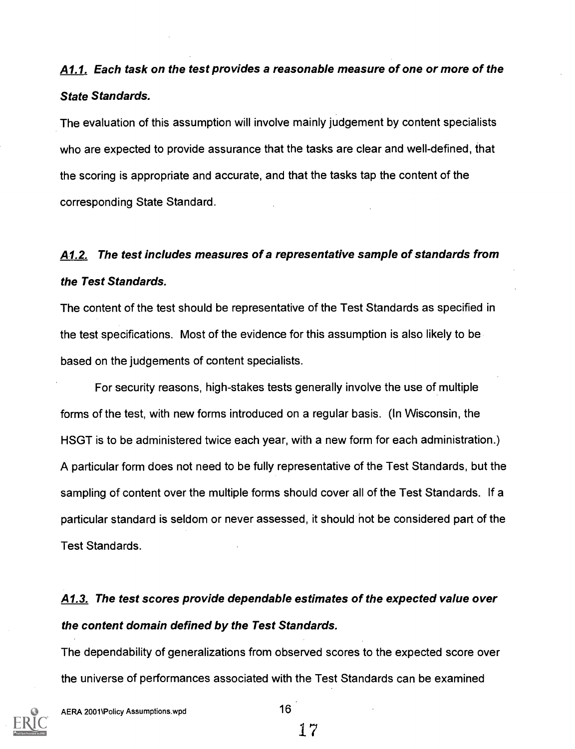***<u>A1.1.</u> Each task on the test provides a reasonable measure of one or more of the State Standards.***

The evaluation of this assumption will involve mainly judgement by content specialists who are expected to provide assurance that the tasks are clear and well-defined, that the scoring is appropriate and accurate, and that the tasks tap the content of the corresponding State Standard.

***<u>A1.2.</u> The test includes measures of a representative sample of standards from the Test Standards.***

The content of the test should be representative of the Test Standards as specified in the test specifications. Most of the evidence for this assumption is also likely to be based on the judgements of content specialists.

For security reasons, high-stakes tests generally involve the use of multiple forms of the test, with new forms introduced on a regular basis. (In Wisconsin, the HSGT is to be administered twice each year, with a new form for each administration.) A particular form does not need to be fully representative of the Test Standards, but the sampling of content over the multiple forms should cover all of the Test Standards. If a particular standard is seldom or never assessed, it should not be considered part of the Test Standards.

***<u>A1.3.</u> The test scores provide dependable estimates of the expected value over the content domain defined by the Test Standards.***

The dependability of generalizations from observed scores to the expected score over the universe of performances associated with the Test Standards can be examined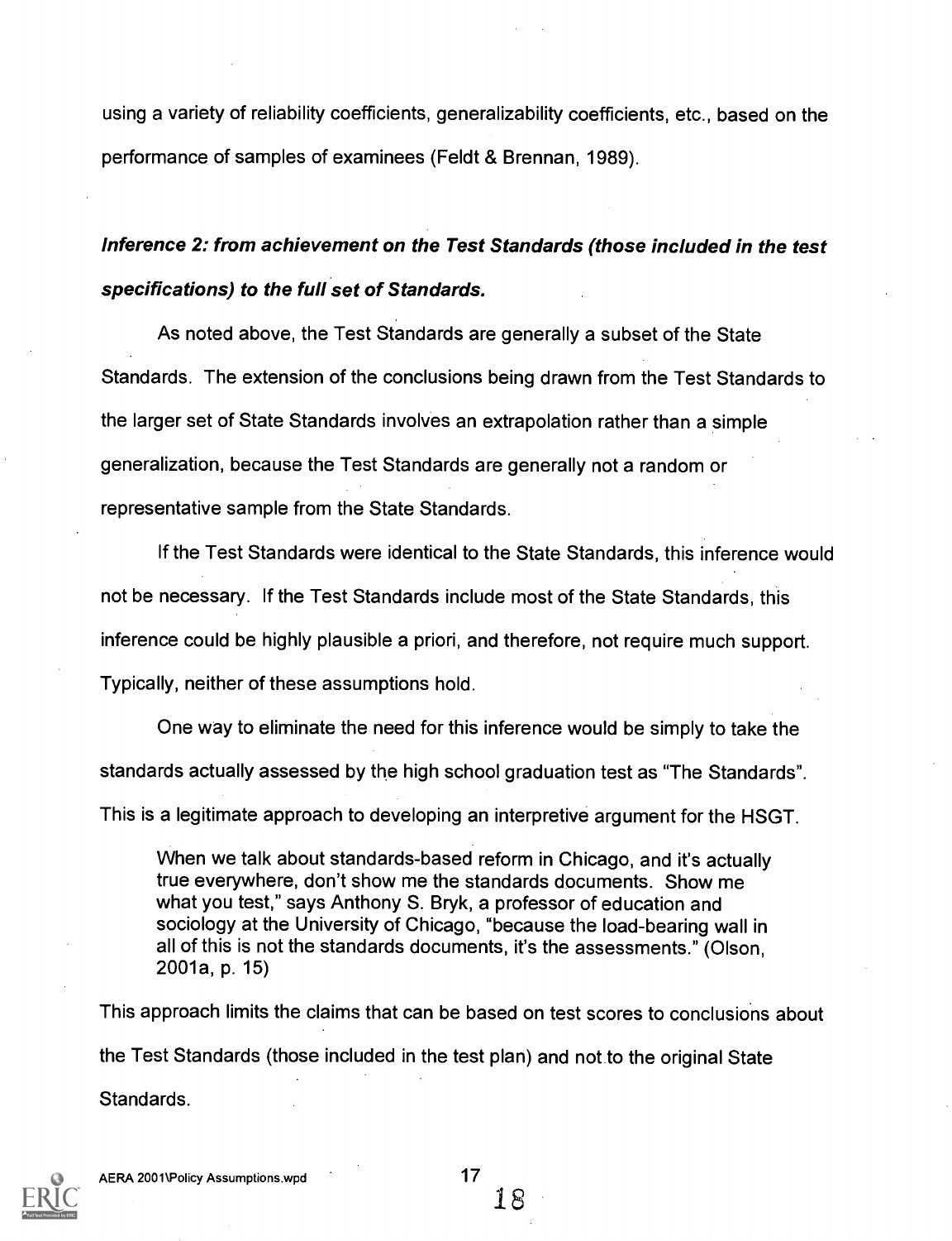using a variety of reliability coefficients, generalizability coefficients, etc., based on the performance of samples of examinees (Feldt & Brennan, 1989).

***Inference 2: from achievement on the Test Standards (those included in the test specifications) to the full set of Standards.***

As noted above, the Test Standards are generally a subset of the State Standards. The extension of the conclusions being drawn from the Test Standards to the larger set of State Standards involves an extrapolation rather than a simple generalization, because the Test Standards are generally not a random or representative sample from the State Standards.

If the Test Standards were identical to the State Standards, this inference would not be necessary. If the Test Standards include most of the State Standards, this inference could be highly plausible a priori, and therefore, not require much support. Typically, neither of these assumptions hold.

One way to eliminate the need for this inference would be simply to take the standards actually assessed by the high school graduation test as "The Standards". This is a legitimate approach to developing an interpretive argument for the HSGT.

> When we talk about standards-based reform in Chicago, and it's actually true everywhere, don't show me the standards documents. Show me what you test," says Anthony S. Bryk, a professor of education and sociology at the University of Chicago, "because the load-bearing wall in all of this is not the standards documents, it's the assessments." (Olson, 2001a, p. 15)

This approach limits the claims that can be based on test scores to conclusions about the Test Standards (those included in the test plan) and not to the original State Standards.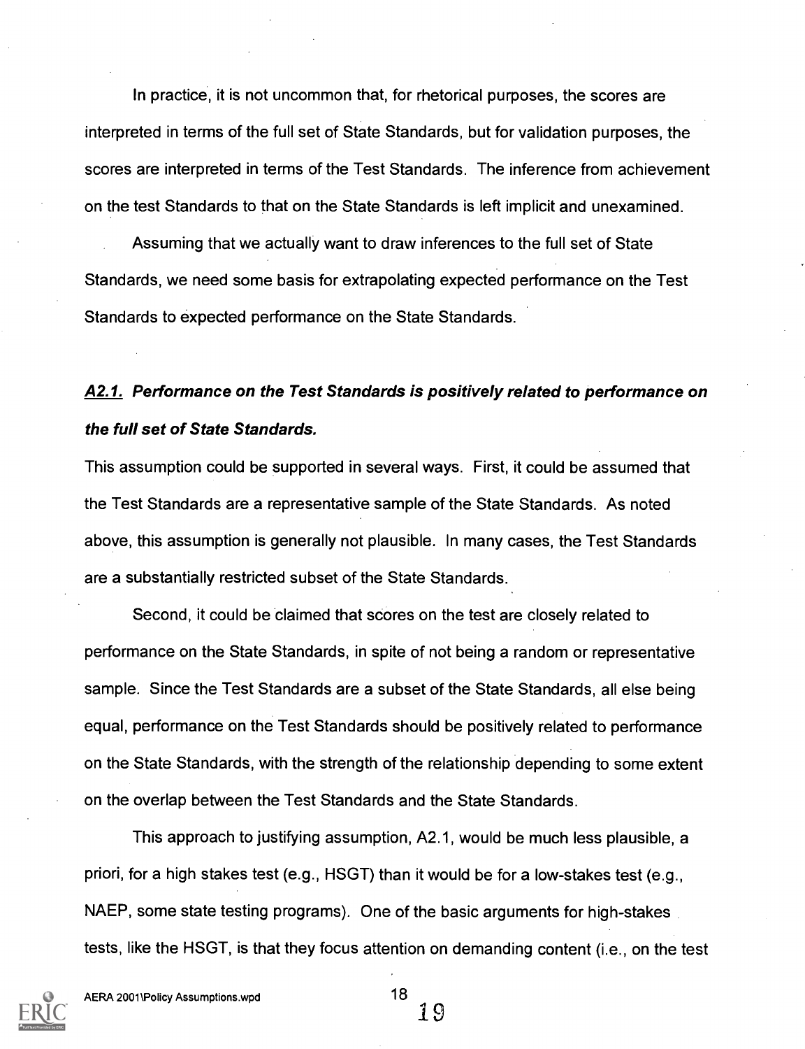In practice, it is not uncommon that, for rhetorical purposes, the scores are interpreted in terms of the full set of State Standards, but for validation purposes, the scores are interpreted in terms of the Test Standards. The inference from achievement on the test Standards to that on the State Standards is left implicit and unexamined.

Assuming that we actually want to draw inferences to the full set of State Standards, we need some basis for extrapolating expected performance on the Test Standards to expected performance on the State Standards.

***A2.1.* *Performance on the Test Standards is positively related to performance on the full set of State Standards.***

This assumption could be supported in several ways. First, it could be assumed that the Test Standards are a representative sample of the State Standards. As noted above, this assumption is generally not plausible. In many cases, the Test Standards are a substantially restricted subset of the State Standards.

Second, it could be claimed that scores on the test are closely related to performance on the State Standards, in spite of not being a random or representative sample. Since the Test Standards are a subset of the State Standards, all else being equal, performance on the Test Standards should be positively related to performance on the State Standards, with the strength of the relationship depending to some extent on the overlap between the Test Standards and the State Standards.

This approach to justifying assumption, A2.1, would be much less plausible, a priori, for a high stakes test (e.g., HSGT) than it would be for a low-stakes test (e.g., NAEP, some state testing programs). One of the basic arguments for high-stakes tests, like the HSGT, is that they focus attention on demanding content (i.e., on the test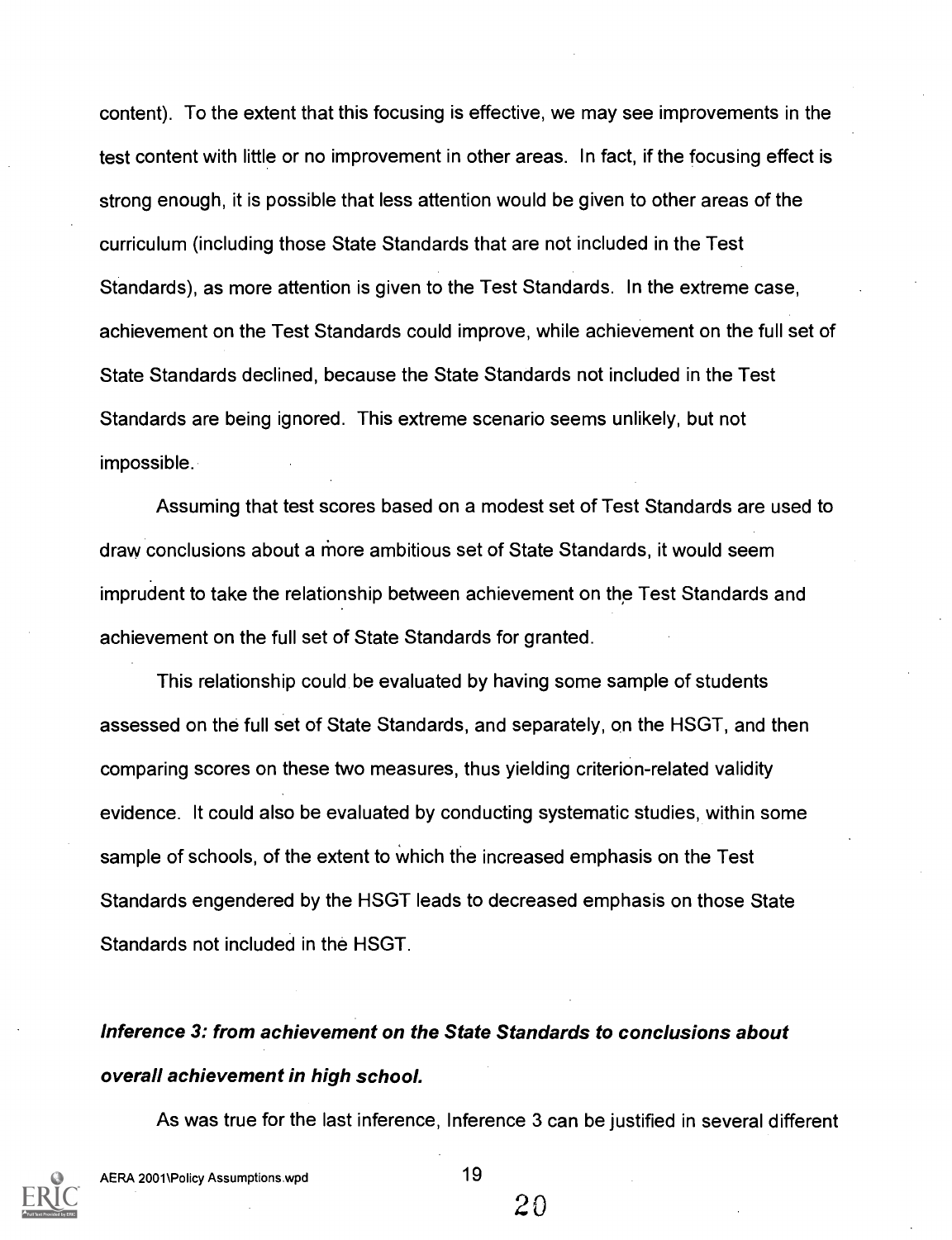content). To the extent that this focusing is effective, we may see improvements in the test content with little or no improvement in other areas. In fact, if the focusing effect is strong enough, it is possible that less attention would be given to other areas of the curriculum (including those State Standards that are not included in the Test Standards), as more attention is given to the Test Standards. In the extreme case, achievement on the Test Standards could improve, while achievement on the full set of State Standards declined, because the State Standards not included in the Test Standards are being ignored. This extreme scenario seems unlikely, but not impossible.

Assuming that test scores based on a modest set of Test Standards are used to draw conclusions about a more ambitious set of State Standards, it would seem imprudent to take the relationship between achievement on the Test Standards and achievement on the full set of State Standards for granted.

This relationship could be evaluated by having some sample of students assessed on the full set of State Standards, and separately, on the HSGT, and then comparing scores on these two measures, thus yielding criterion-related validity evidence. It could also be evaluated by conducting systematic studies, within some sample of schools, of the extent to which the increased emphasis on the Test Standards engendered by the HSGT leads to decreased emphasis on those State Standards not included in the HSGT.

***Inference 3: from achievement on the State Standards to conclusions about overall achievement in high school.***

As was true for the last inference, Inference 3 can be justified in several different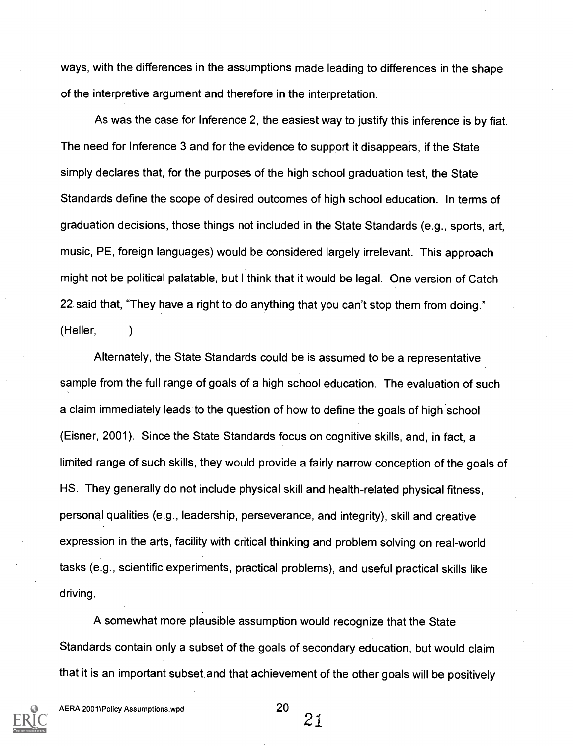ways, with the differences in the assumptions made leading to differences in the shape of the interpretive argument and therefore in the interpretation.

As was the case for Inference 2, the easiest way to justify this inference is by fiat. The need for Inference 3 and for the evidence to support it disappears, if the State simply declares that, for the purposes of the high school graduation test, the State Standards define the scope of desired outcomes of high school education. In terms of graduation decisions, those things not included in the State Standards (e.g., sports, art, music, PE, foreign languages) would be considered largely irrelevant. This approach might not be political palatable, but I think that it would be legal. One version of Catch-22 said that, "They have a right to do anything that you can't stop them from doing." (Heller, )

Alternately, the State Standards could be is assumed to be a representative sample from the full range of goals of a high school education. The evaluation of such a claim immediately leads to the question of how to define the goals of high school (Eisner, 2001). Since the State Standards focus on cognitive skills, and, in fact, a limited range of such skills, they would provide a fairly narrow conception of the goals of HS. They generally do not include physical skill and health-related physical fitness, personal qualities (e.g., leadership, perseverance, and integrity), skill and creative expression in the arts, facility with critical thinking and problem solving on real-world tasks (e.g., scientific experiments, practical problems), and useful practical skills like driving.

A somewhat more plausible assumption would recognize that the State Standards contain only a subset of the goals of secondary education, but would claim that it is an important subset and that achievement of the other goals will be positively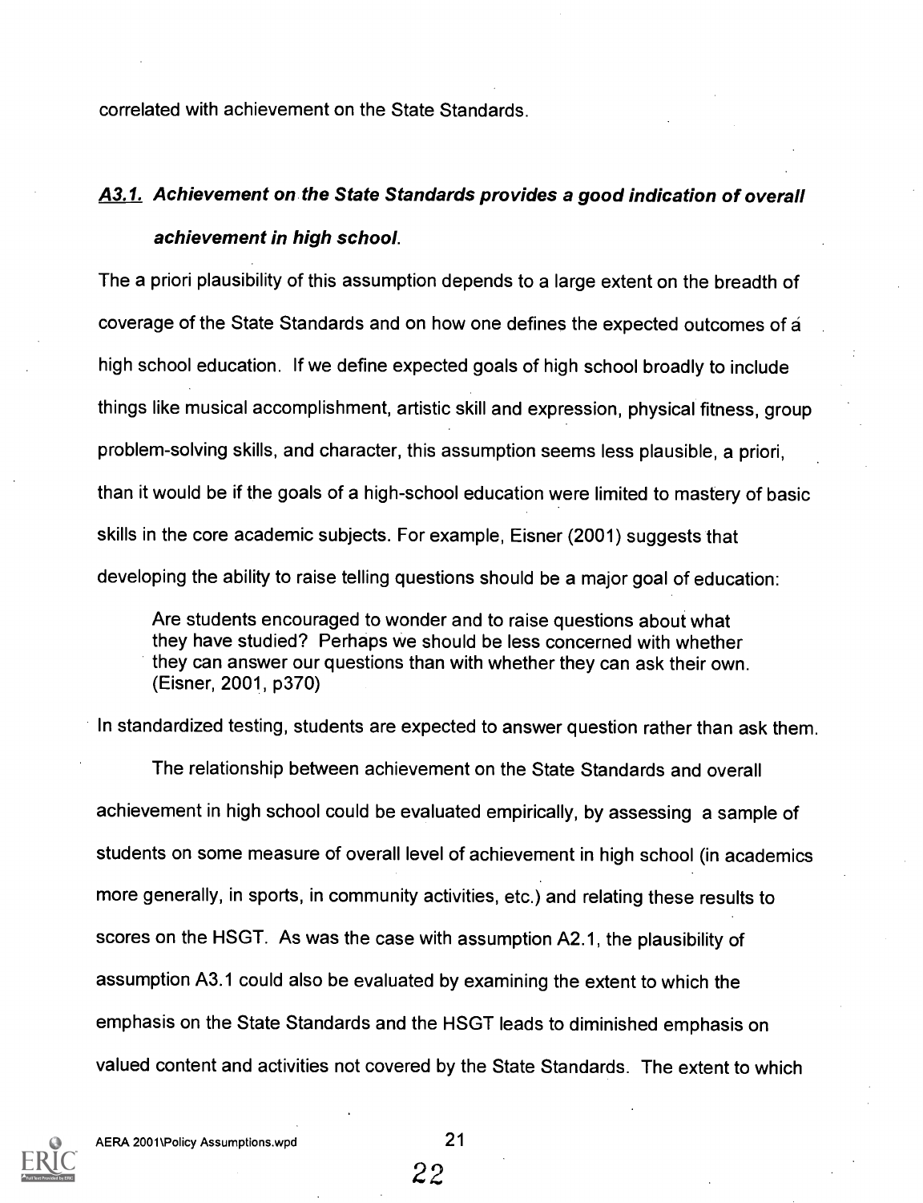correlated with achievement on the State Standards.

### *A3.1. Achievement on the State Standards provides a good indication of overall achievement in high school.*

The a priori plausibility of this assumption depends to a large extent on the breadth of coverage of the State Standards and on how one defines the expected outcomes of a high school education. If we define expected goals of high school broadly to include things like musical accomplishment, artistic skill and expression, physical fitness, group problem-solving skills, and character, this assumption seems less plausible, a priori, than it would be if the goals of a high-school education were limited to mastery of basic skills in the core academic subjects. For example, Eisner (2001) suggests that developing the ability to raise telling questions should be a major goal of education:

> Are students encouraged to wonder and to raise questions about what they have studied? Perhaps we should be less concerned with whether they can answer our questions than with whether they can ask their own. (Eisner, 2001, p370)

In standardized testing, students are expected to answer question rather than ask them.

The relationship between achievement on the State Standards and overall achievement in high school could be evaluated empirically, by assessing a sample of students on some measure of overall level of achievement in high school (in academics more generally, in sports, in community activities, etc.) and relating these results to scores on the HSGT. As was the case with assumption A2.1, the plausibility of assumption A3.1 could also be evaluated by examining the extent to which the emphasis on the State Standards and the HSGT leads to diminished emphasis on valued content and activities not covered by the State Standards. The extent to which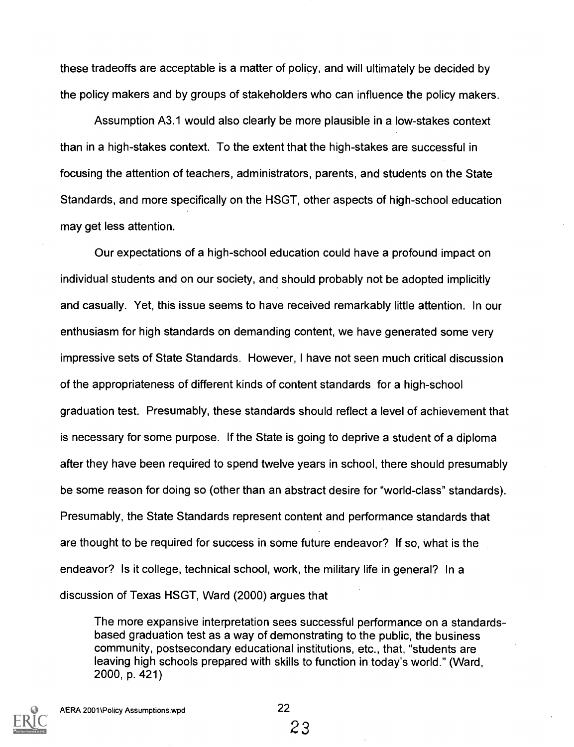these tradeoffs are acceptable is a matter of policy, and will ultimately be decided by the policy makers and by groups of stakeholders who can influence the policy makers.

Assumption A3.1 would also clearly be more plausible in a low-stakes context than in a high-stakes context. To the extent that the high-stakes are successful in focusing the attention of teachers, administrators, parents, and students on the State Standards, and more specifically on the HSGT, other aspects of high-school education may get less attention.

Our expectations of a high-school education could have a profound impact on individual students and on our society, and should probably not be adopted implicitly and casually. Yet, this issue seems to have received remarkably little attention. In our enthusiasm for high standards on demanding content, we have generated some very impressive sets of State Standards. However, I have not seen much critical discussion of the appropriateness of different kinds of content standards for a high-school graduation test. Presumably, these standards should reflect a level of achievement that is necessary for some purpose. If the State is going to deprive a student of a diploma after they have been required to spend twelve years in school, there should presumably be some reason for doing so (other than an abstract desire for "world-class" standards). Presumably, the State Standards represent content and performance standards that are thought to be required for success in some future endeavor? If so, what is the endeavor? Is it college, technical school, work, the military life in general? In a discussion of Texas HSGT, Ward (2000) argues that

> The more expansive interpretation sees successful performance on a standards-based graduation test as a way of demonstrating to the public, the business community, postsecondary educational institutions, etc., that, "students are leaving high schools prepared with skills to function in today's world." (Ward, 2000, p. 421)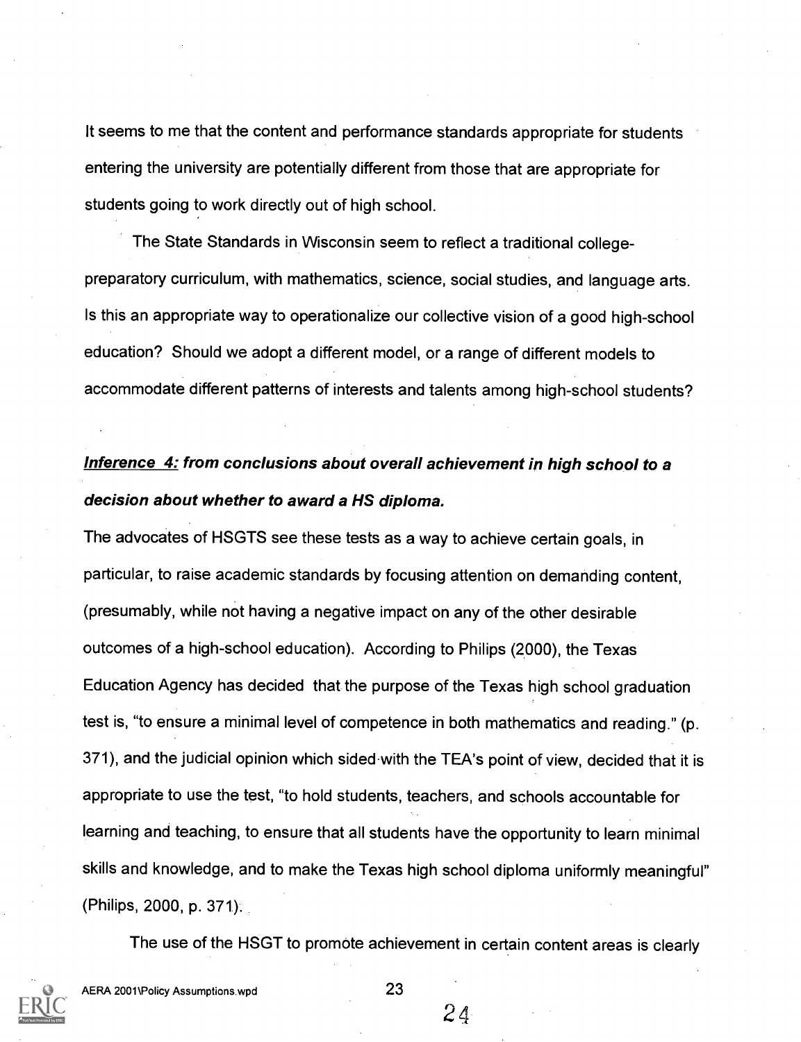It seems to me that the content and performance standards appropriate for students entering the university are potentially different from those that are appropriate for students going to work directly out of high school.

The State Standards in Wisconsin seem to reflect a traditional college-preparatory curriculum, with mathematics, science, social studies, and language arts. Is this an appropriate way to operationalize our collective vision of a good high-school education? Should we adopt a different model, or a range of different models to accommodate different patterns of interests and talents among high-school students?

***<u>Inference 4:</u> from conclusions about overall achievement in high school to a decision about whether to award a HS diploma.***

The advocates of HSGTS see these tests as a way to achieve certain goals, in particular, to raise academic standards by focusing attention on demanding content, (presumably, while not having a negative impact on any of the other desirable outcomes of a high-school education). According to Philips (2000), the Texas Education Agency has decided that the purpose of the Texas high school graduation test is, "to ensure a minimal level of competence in both mathematics and reading." (p. 371), and the judicial opinion which sided with the TEA's point of view, decided that it is appropriate to use the test, "to hold students, teachers, and schools accountable for learning and teaching, to ensure that all students have the opportunity to learn minimal skills and knowledge, and to make the Texas high school diploma uniformly meaningful" (Philips, 2000, p. 371).

The use of the HSGT to promote achievement in certain content areas is clearly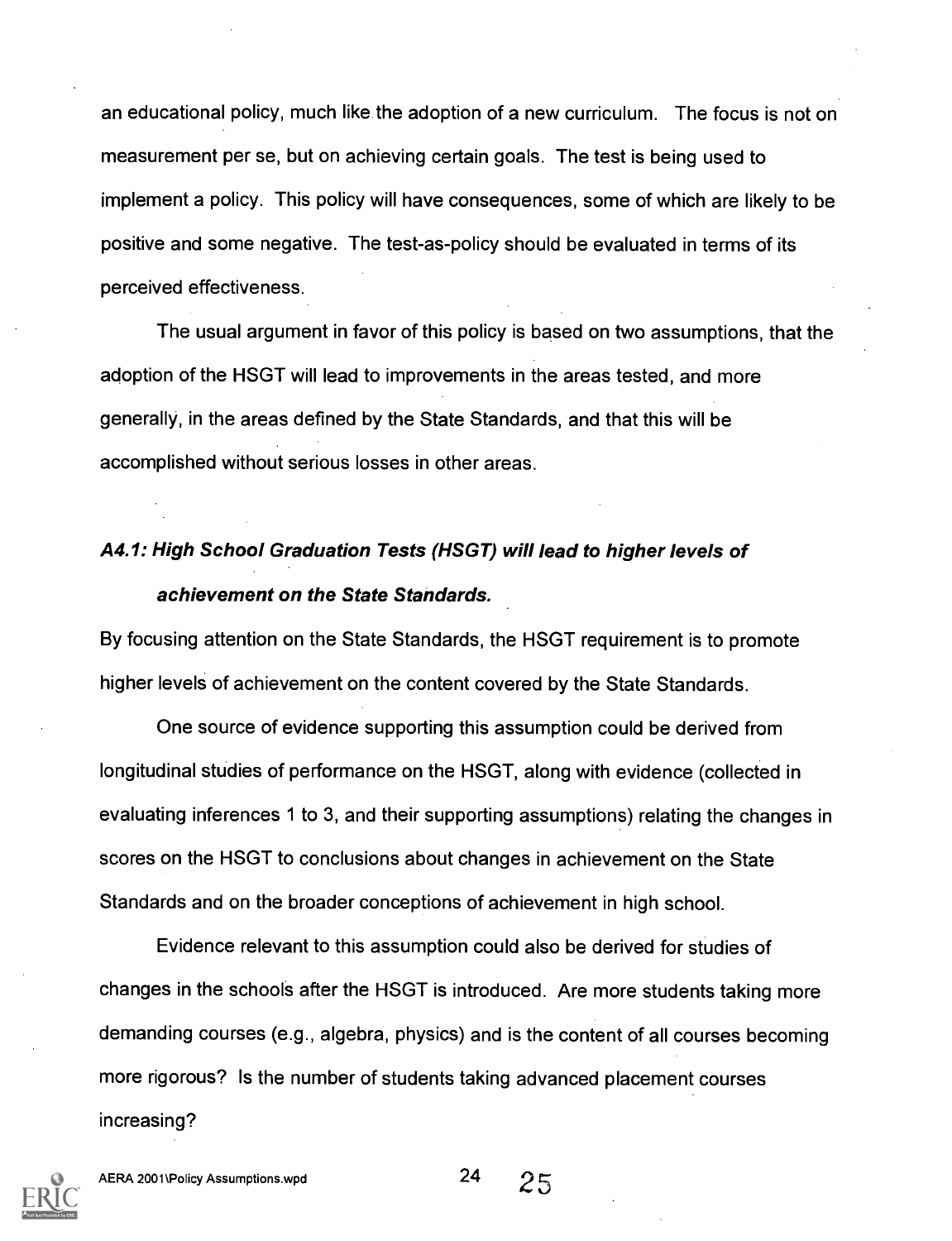an educational policy, much like the adoption of a new curriculum. The focus is not on measurement per se, but on achieving certain goals. The test is being used to implement a policy. This policy will have consequences, some of which are likely to be positive and some negative. The test-as-policy should be evaluated in terms of its perceived effectiveness.

The usual argument in favor of this policy is based on two assumptions, that the adoption of the HSGT will lead to improvements in the areas tested, and more generally, in the areas defined by the State Standards, and that this will be accomplished without serious losses in other areas.

### *A4.1: High School Graduation Tests (HSGT) will lead to higher levels of achievement on the State Standards.*

By focusing attention on the State Standards, the HSGT requirement is to promote higher levels of achievement on the content covered by the State Standards.

One source of evidence supporting this assumption could be derived from longitudinal studies of performance on the HSGT, along with evidence (collected in evaluating inferences 1 to 3, and their supporting assumptions) relating the changes in scores on the HSGT to conclusions about changes in achievement on the State Standards and on the broader conceptions of achievement in high school.

Evidence relevant to this assumption could also be derived for studies of changes in the schools after the HSGT is introduced. Are more students taking more demanding courses (e.g., algebra, physics) and is the content of all courses becoming more rigorous? Is the number of students taking advanced placement courses increasing?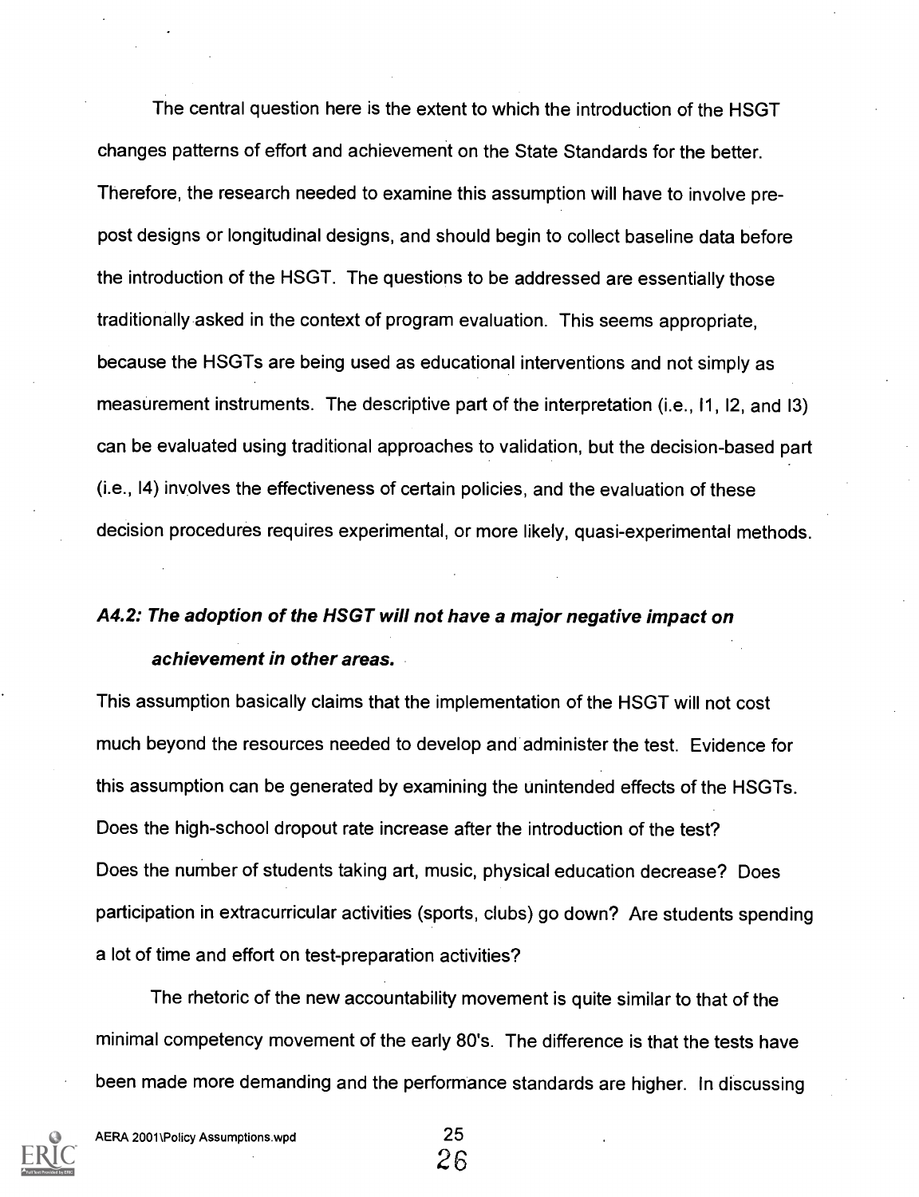The central question here is the extent to which the introduction of the HSGT changes patterns of effort and achievement on the State Standards for the better. Therefore, the research needed to examine this assumption will have to involve pre-post designs or longitudinal designs, and should begin to collect baseline data before the introduction of the HSGT. The questions to be addressed are essentially those traditionally asked in the context of program evaluation. This seems appropriate, because the HSGTs are being used as educational interventions and not simply as measurement instruments. The descriptive part of the interpretation (i.e., I1, I2, and I3) can be evaluated using traditional approaches to validation, but the decision-based part (i.e., I4) involves the effectiveness of certain policies, and the evaluation of these decision procedures requires experimental, or more likely, quasi-experimental methods.

### *A4.2: The adoption of the HSGT will not have a major negative impact on achievement in other areas.*

This assumption basically claims that the implementation of the HSGT will not cost much beyond the resources needed to develop and administer the test. Evidence for this assumption can be generated by examining the unintended effects of the HSGTs. Does the high-school dropout rate increase after the introduction of the test? Does the number of students taking art, music, physical education decrease? Does participation in extracurricular activities (sports, clubs) go down? Are students spending a lot of time and effort on test-preparation activities?

The rhetoric of the new accountability movement is quite similar to that of the minimal competency movement of the early 80's. The difference is that the tests have been made more demanding and the performance standards are higher. In discussing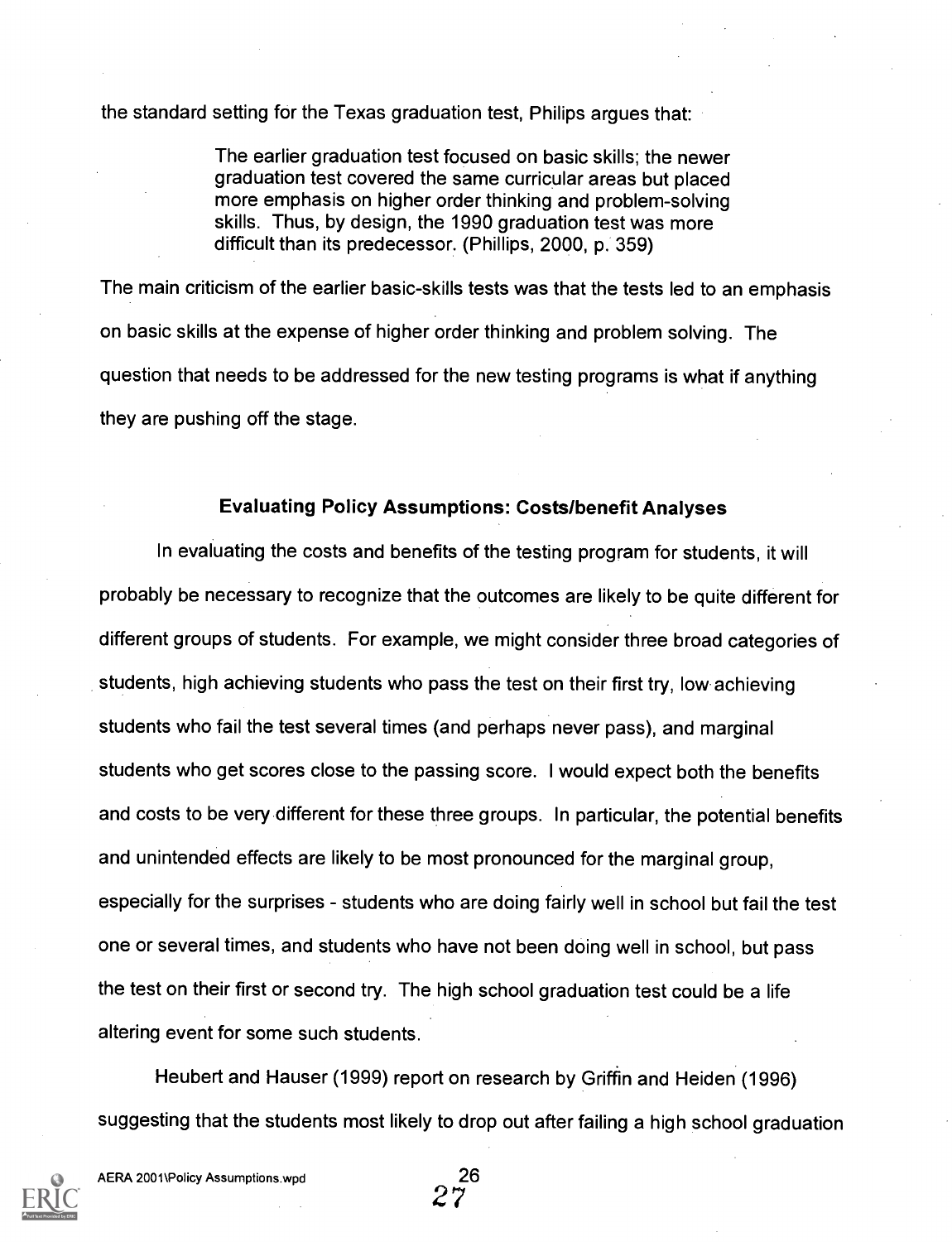the standard setting for the Texas graduation test, Philips argues that:

> The earlier graduation test focused on basic skills; the newer graduation test covered the same curricular areas but placed more emphasis on higher order thinking and problem-solving skills. Thus, by design, the 1990 graduation test was more difficult than its predecessor. (Phillips, 2000, p. 359)

The main criticism of the earlier basic-skills tests was that the tests led to an emphasis on basic skills at the expense of higher order thinking and problem solving. The question that needs to be addressed for the new testing programs is what if anything they are pushing off the stage.

## Evaluating Policy Assumptions: Costs/benefit Analyses

In evaluating the costs and benefits of the testing program for students, it will probably be necessary to recognize that the outcomes are likely to be quite different for different groups of students. For example, we might consider three broad categories of students, high achieving students who pass the test on their first try, low achieving students who fail the test several times (and perhaps never pass), and marginal students who get scores close to the passing score. I would expect both the benefits and costs to be very different for these three groups. In particular, the potential benefits and unintended effects are likely to be most pronounced for the marginal group, especially for the surprises - students who are doing fairly well in school but fail the test one or several times, and students who have not been doing well in school, but pass the test on their first or second try. The high school graduation test could be a life altering event for some such students.

Heubert and Hauser (1999) report on research by Griffin and Heiden (1996) suggesting that the students most likely to drop out after failing a high school graduation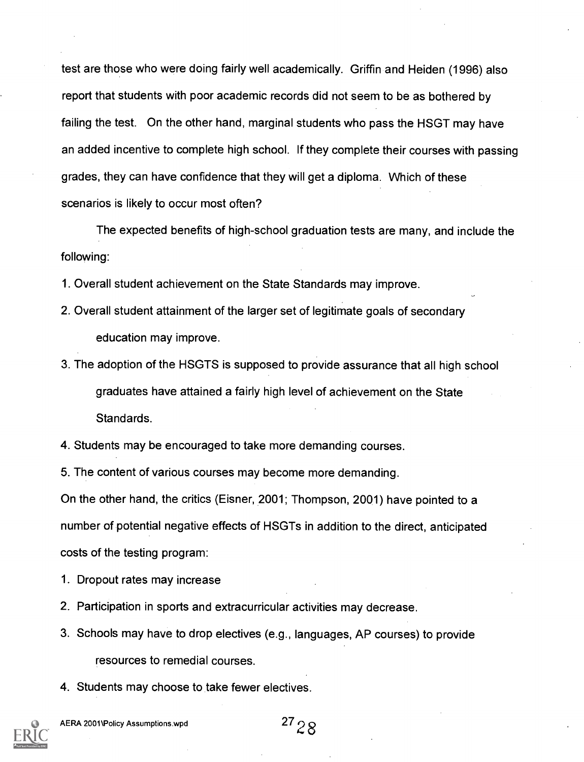test are those who were doing fairly well academically. Griffin and Heiden (1996) also report that students with poor academic records did not seem to be as bothered by failing the test. On the other hand, marginal students who pass the HSGT may have an added incentive to complete high school. If they complete their courses with passing grades, they can have confidence that they will get a diploma. Which of these scenarios is likely to occur most often?

The expected benefits of high-school graduation tests are many, and include the following:

1. Overall student achievement on the State Standards may improve.
2. Overall student attainment of the larger set of legitimate goals of secondary education may improve.
3. The adoption of the HSGTS is supposed to provide assurance that all high school graduates have attained a fairly high level of achievement on the State Standards.
4. Students may be encouraged to take more demanding courses.
5. The content of various courses may become more demanding.

On the other hand, the critics (Eisner, 2001; Thompson, 2001) have pointed to a number of potential negative effects of HSGTs in addition to the direct, anticipated costs of the testing program:

1. Dropout rates may increase
2. Participation in sports and extracurricular activities may decrease.
3. Schools may have to drop electives (e.g., languages, AP courses) to provide resources to remedial courses.
4. Students may choose to take fewer electives.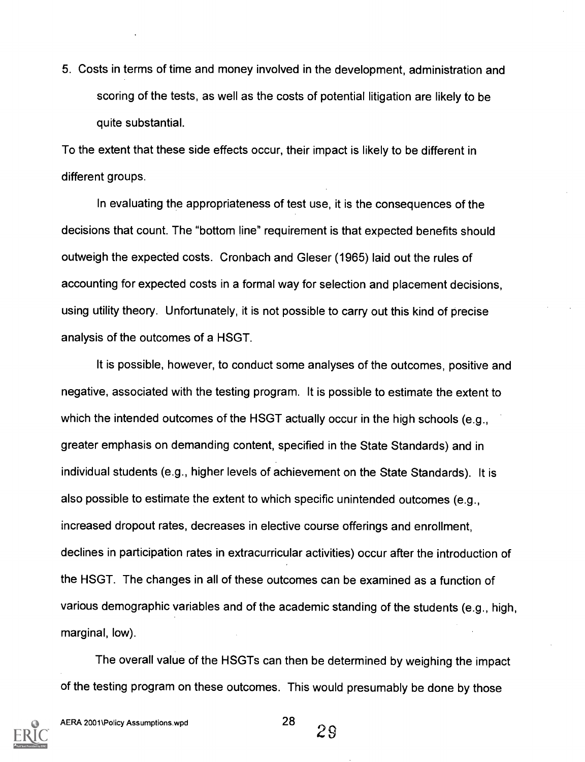5. Costs in terms of time and money involved in the development, administration and scoring of the tests, as well as the costs of potential litigation are likely to be quite substantial.

To the extent that these side effects occur, their impact is likely to be different in different groups.

In evaluating the appropriateness of test use, it is the consequences of the decisions that count. The "bottom line" requirement is that expected benefits should outweigh the expected costs. Cronbach and Gleser (1965) laid out the rules of accounting for expected costs in a formal way for selection and placement decisions, using utility theory. Unfortunately, it is not possible to carry out this kind of precise analysis of the outcomes of a HSGT.

It is possible, however, to conduct some analyses of the outcomes, positive and negative, associated with the testing program. It is possible to estimate the extent to which the intended outcomes of the HSGT actually occur in the high schools (e.g., greater emphasis on demanding content, specified in the State Standards) and in individual students (e.g., higher levels of achievement on the State Standards). It is also possible to estimate the extent to which specific unintended outcomes (e.g., increased dropout rates, decreases in elective course offerings and enrollment, declines in participation rates in extracurricular activities) occur after the introduction of the HSGT. The changes in all of these outcomes can be examined as a function of various demographic variables and of the academic standing of the students (e.g., high, marginal, low).

The overall value of the HSGTs can then be determined by weighing the impact of the testing program on these outcomes. This would presumably be done by those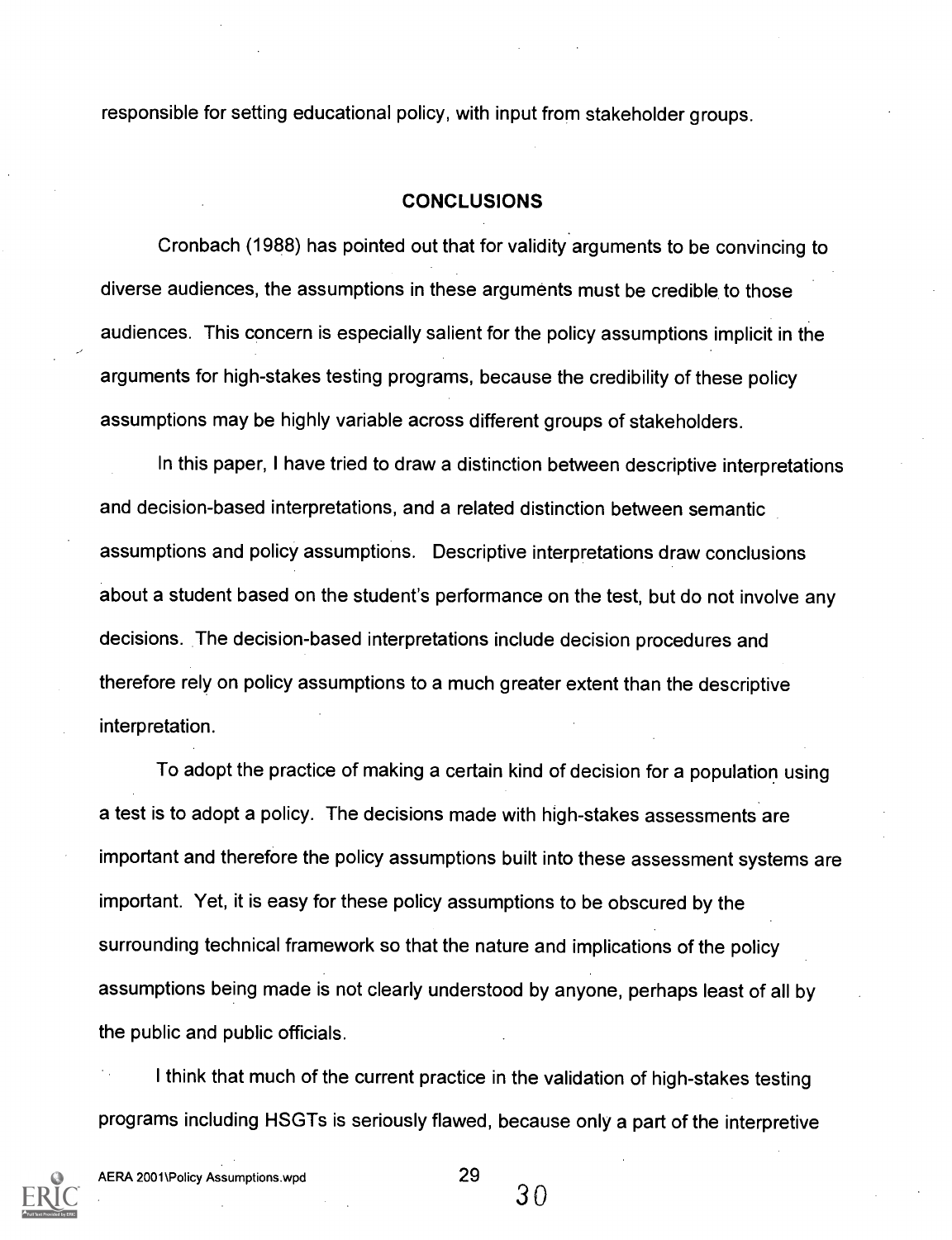responsible for setting educational policy, with input from stakeholder groups.

## CONCLUSIONS

Cronbach (1988) has pointed out that for validity arguments to be convincing to diverse audiences, the assumptions in these arguments must be credible to those audiences. This concern is especially salient for the policy assumptions implicit in the arguments for high-stakes testing programs, because the credibility of these policy assumptions may be highly variable across different groups of stakeholders.

In this paper, I have tried to draw a distinction between descriptive interpretations and decision-based interpretations, and a related distinction between semantic assumptions and policy assumptions. Descriptive interpretations draw conclusions about a student based on the student's performance on the test, but do not involve any decisions. The decision-based interpretations include decision procedures and therefore rely on policy assumptions to a much greater extent than the descriptive interpretation.

To adopt the practice of making a certain kind of decision for a population using a test is to adopt a policy. The decisions made with high-stakes assessments are important and therefore the policy assumptions built into these assessment systems are important. Yet, it is easy for these policy assumptions to be obscured by the surrounding technical framework so that the nature and implications of the policy assumptions being made is not clearly understood by anyone, perhaps least of all by the public and public officials.

I think that much of the current practice in the validation of high-stakes testing programs including HSGTs is seriously flawed, because only a part of the interpretive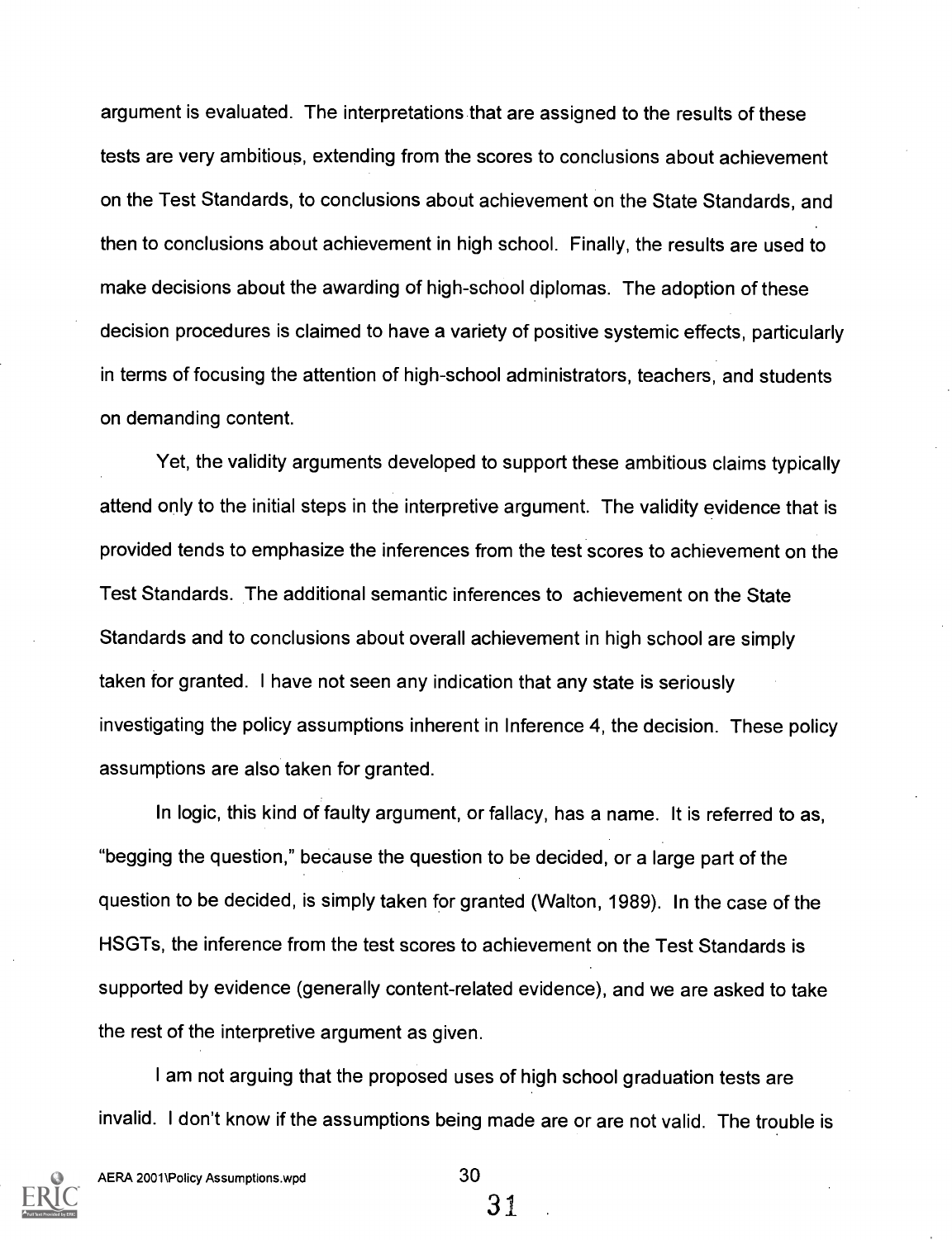argument is evaluated. The interpretations that are assigned to the results of these tests are very ambitious, extending from the scores to conclusions about achievement on the Test Standards, to conclusions about achievement on the State Standards, and then to conclusions about achievement in high school. Finally, the results are used to make decisions about the awarding of high-school diplomas. The adoption of these decision procedures is claimed to have a variety of positive systemic effects, particularly in terms of focusing the attention of high-school administrators, teachers, and students on demanding content.

Yet, the validity arguments developed to support these ambitious claims typically attend only to the initial steps in the interpretive argument. The validity evidence that is provided tends to emphasize the inferences from the test scores to achievement on the Test Standards. The additional semantic inferences to achievement on the State Standards and to conclusions about overall achievement in high school are simply taken for granted. I have not seen any indication that any state is seriously investigating the policy assumptions inherent in Inference 4, the decision. These policy assumptions are also taken for granted.

In logic, this kind of faulty argument, or fallacy, has a name. It is referred to as, "begging the question," because the question to be decided, or a large part of the question to be decided, is simply taken for granted (Walton, 1989). In the case of the HSGTs, the inference from the test scores to achievement on the Test Standards is supported by evidence (generally content-related evidence), and we are asked to take the rest of the interpretive argument as given.

I am not arguing that the proposed uses of high school graduation tests are invalid. I don't know if the assumptions being made are or are not valid. The trouble is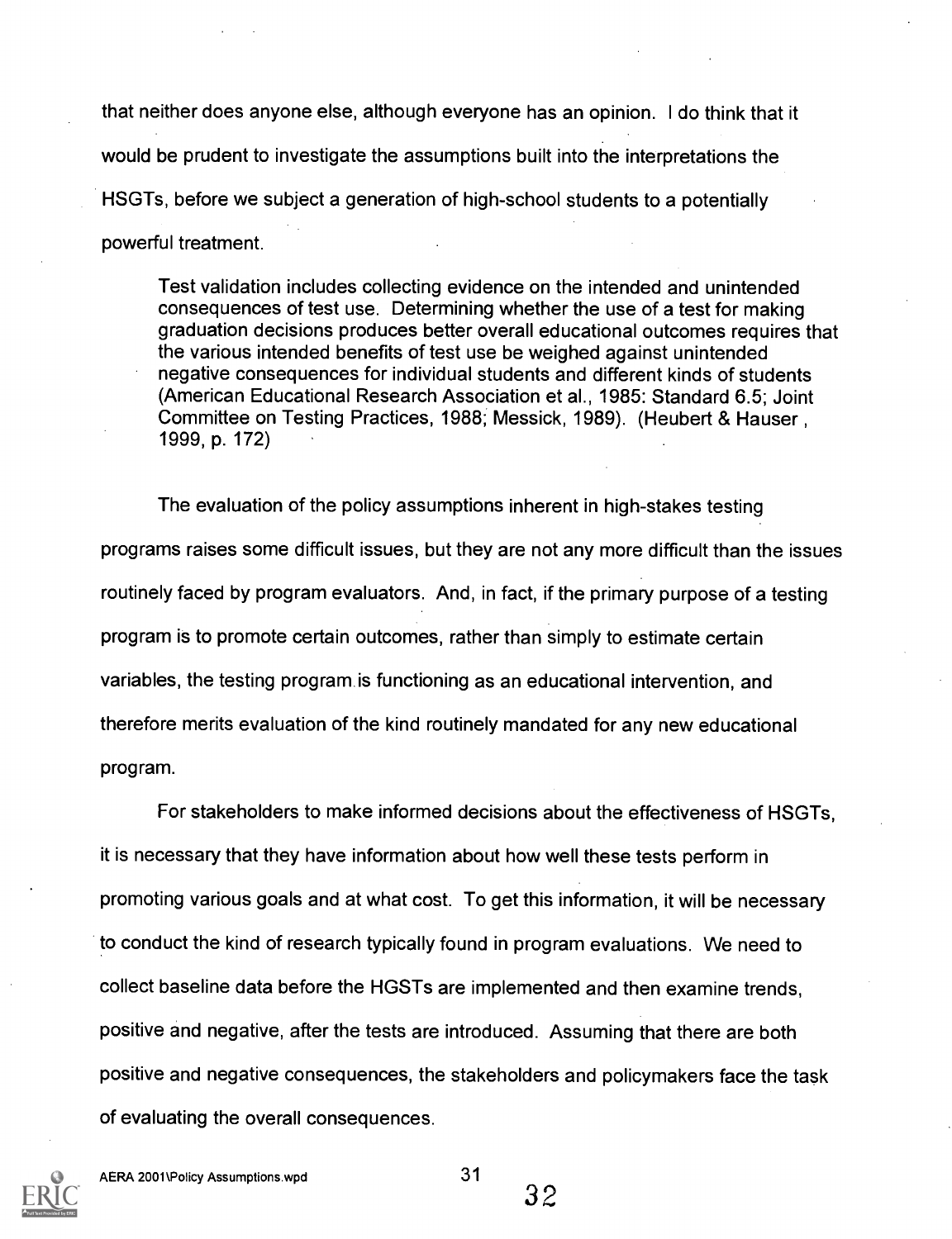that neither does anyone else, although everyone has an opinion. I do think that it would be prudent to investigate the assumptions built into the interpretations the HSGTs, before we subject a generation of high-school students to a potentially powerful treatment.

> Test validation includes collecting evidence on the intended and unintended consequences of test use. Determining whether the use of a test for making graduation decisions produces better overall educational outcomes requires that the various intended benefits of test use be weighed against unintended negative consequences for individual students and different kinds of students (American Educational Research Association et al., 1985: Standard 6.5; Joint Committee on Testing Practices, 1988; Messick, 1989). (Heubert & Hauser, 1999, p. 172)

The evaluation of the policy assumptions inherent in high-stakes testing programs raises some difficult issues, but they are not any more difficult than the issues routinely faced by program evaluators. And, in fact, if the primary purpose of a testing program is to promote certain outcomes, rather than simply to estimate certain variables, the testing program is functioning as an educational intervention, and therefore merits evaluation of the kind routinely mandated for any new educational program.

For stakeholders to make informed decisions about the effectiveness of HSGTs, it is necessary that they have information about how well these tests perform in promoting various goals and at what cost. To get this information, it will be necessary to conduct the kind of research typically found in program evaluations. We need to collect baseline data before the HGSTs are implemented and then examine trends, positive and negative, after the tests are introduced. Assuming that there are both positive and negative consequences, the stakeholders and policymakers face the task of evaluating the overall consequences.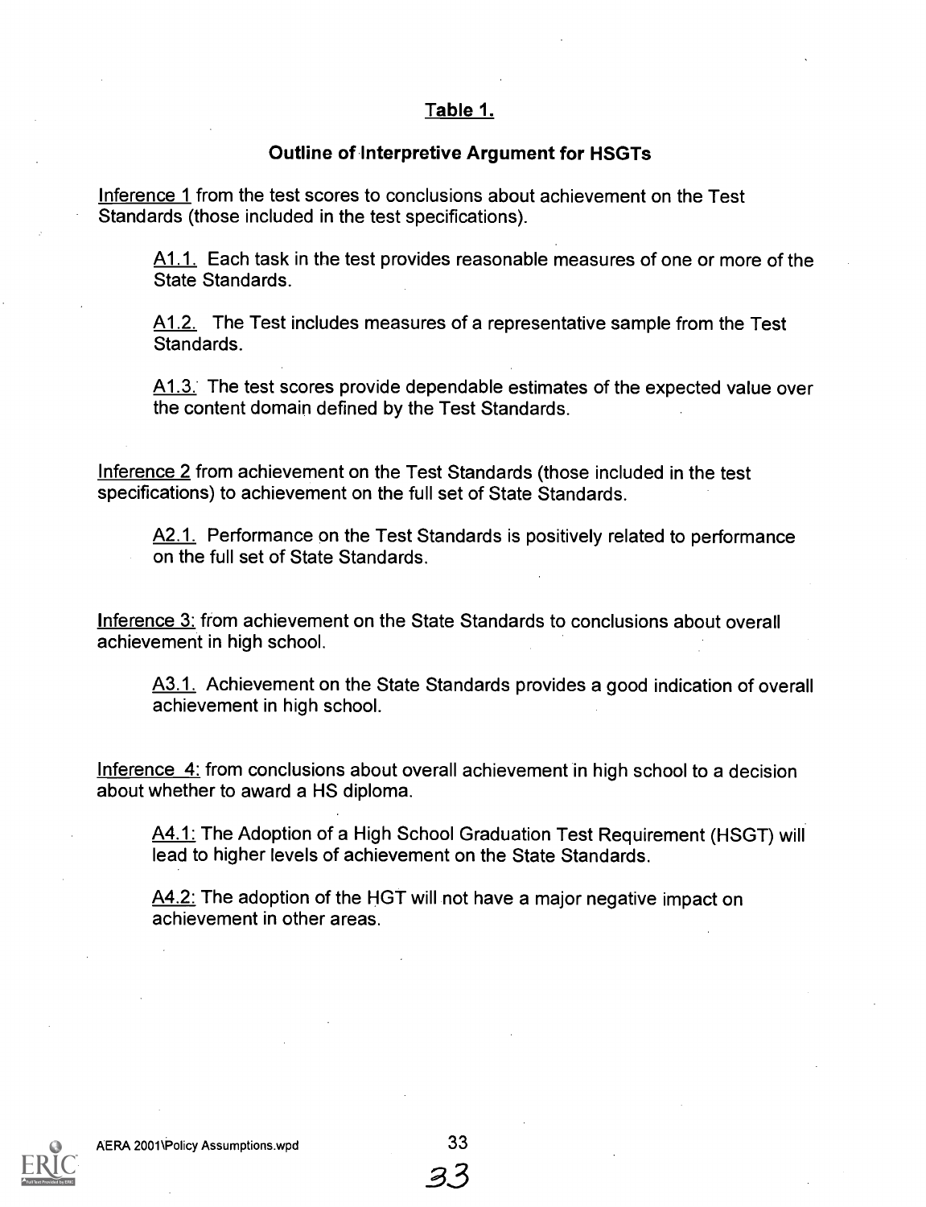Table 1.

**Outline of Interpretive Argument for HSGTs**

Inference 1 from the test scores to conclusions about achievement on the Test Standards (those included in the test specifications).

> A1.1. Each task in the test provides reasonable measures of one or more of the State Standards.
>
> A1.2. The Test includes measures of a representative sample from the Test Standards.
>
> A1.3. The test scores provide dependable estimates of the expected value over the content domain defined by the Test Standards.

Inference 2 from achievement on the Test Standards (those included in the test specifications) to achievement on the full set of State Standards.

> A2.1. Performance on the Test Standards is positively related to performance on the full set of State Standards.

Inference 3: from achievement on the State Standards to conclusions about overall achievement in high school.

> A3.1. Achievement on the State Standards provides a good indication of overall achievement in high school.

Inference 4: from conclusions about overall achievement in high school to a decision about whether to award a HS diploma.

> A4.1: The Adoption of a High School Graduation Test Requirement (HSGT) will lead to higher levels of achievement on the State Standards.
>
> A4.2: The adoption of the HGT will not have a major negative impact on achievement in other areas.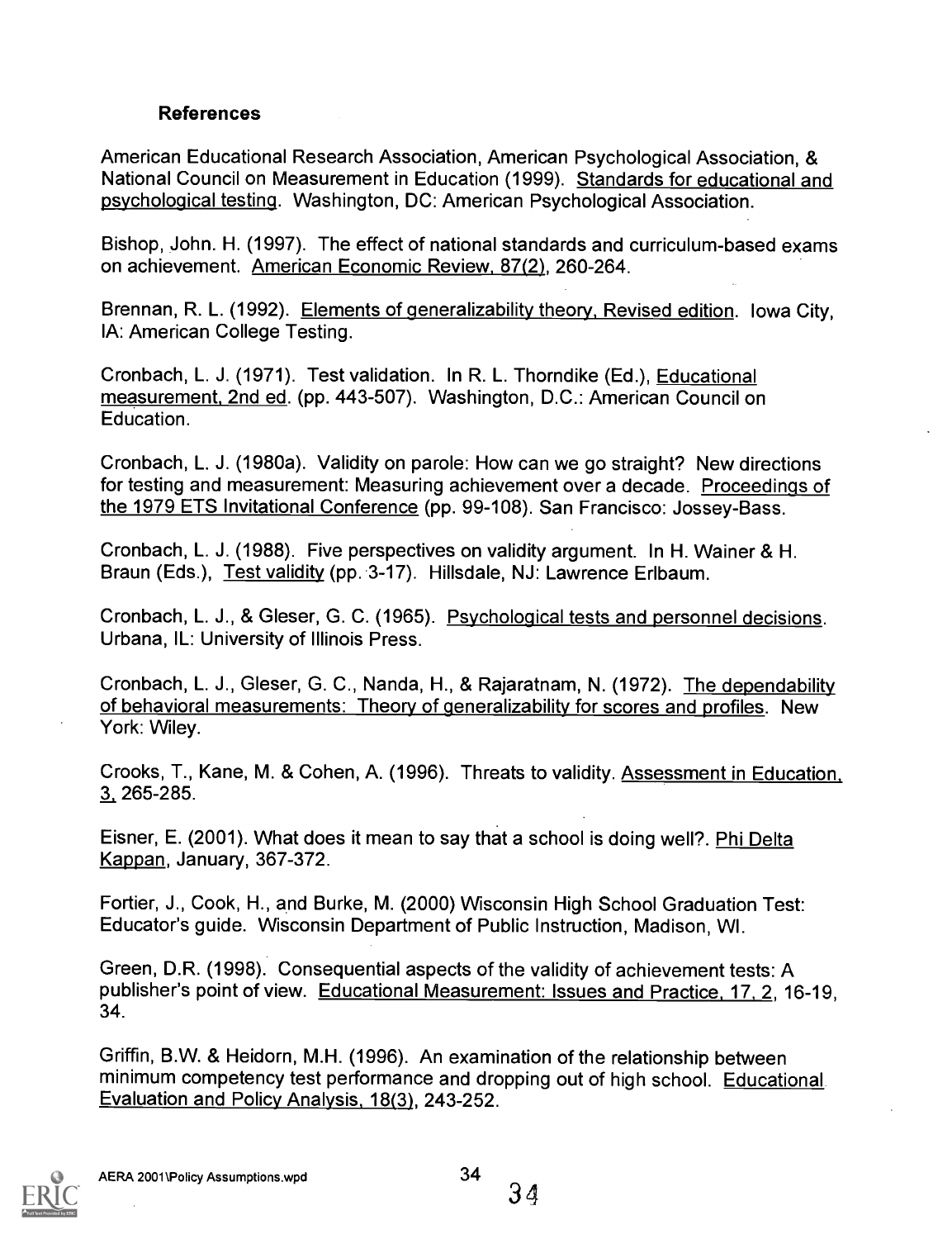## References

American Educational Research Association, American Psychological Association, & National Council on Measurement in Education (1999). Standards for educational and psychological testing. Washington, DC: American Psychological Association.

Bishop, John. H. (1997). The effect of national standards and curriculum-based exams on achievement. American Economic Review, 87(2), 260-264.

Brennan, R. L. (1992). Elements of generalizability theory, Revised edition. Iowa City, IA: American College Testing.

Cronbach, L. J. (1971). Test validation. In R. L. Thorndike (Ed.), Educational measurement, 2nd ed. (pp. 443-507). Washington, D.C.: American Council on Education.

Cronbach, L. J. (1980a). Validity on parole: How can we go straight? New directions for testing and measurement: Measuring achievement over a decade. Proceedings of the 1979 ETS Invitational Conference (pp. 99-108). San Francisco: Jossey-Bass.

Cronbach, L. J. (1988). Five perspectives on validity argument. In H. Wainer & H. Braun (Eds.), Test validity (pp. 3-17). Hillsdale, NJ: Lawrence Erlbaum.

Cronbach, L. J., & Gleser, G. C. (1965). Psychological tests and personnel decisions. Urbana, IL: University of Illinois Press.

Cronbach, L. J., Gleser, G. C., Nanda, H., & Rajaratnam, N. (1972). The dependability of behavioral measurements: Theory of generalizability for scores and profiles. New York: Wiley.

Crooks, T., Kane, M. & Cohen, A. (1996). Threats to validity. Assessment in Education, 3, 265-285.

Eisner, E. (2001). What does it mean to say that a school is doing well?. Phi Delta Kappan, January, 367-372.

Fortier, J., Cook, H., and Burke, M. (2000) Wisconsin High School Graduation Test: Educator's guide. Wisconsin Department of Public Instruction, Madison, WI.

Green, D.R. (1998). Consequential aspects of the validity of achievement tests: A publisher's point of view. Educational Measurement: Issues and Practice, 17, 2, 16-19, 34.

Griffin, B.W. & Heidorn, M.H. (1996). An examination of the relationship between minimum competency test performance and dropping out of high school. Educational Evaluation and Policy Analysis, 18(3), 243-252.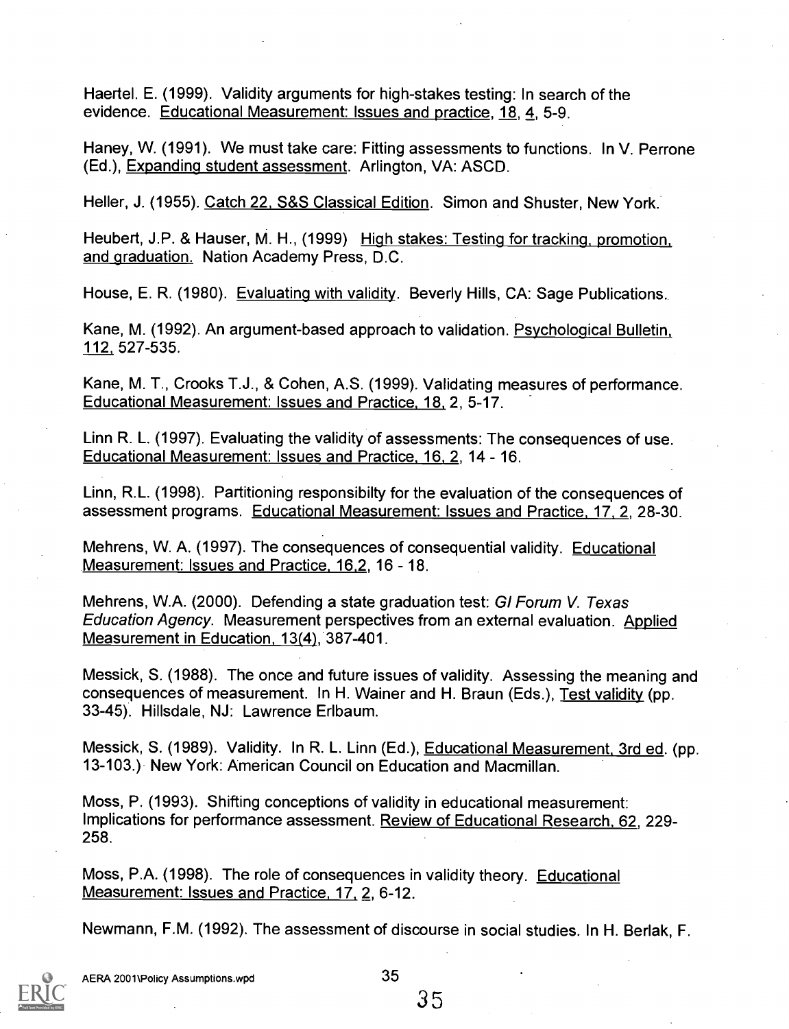Haertel. E. (1999). Validity arguments for high-stakes testing: In search of the evidence. Educational Measurement: Issues and practice, 18, 4, 5-9.

Haney, W. (1991). We must take care: Fitting assessments to functions. In V. Perrone (Ed.), Expanding student assessment. Arlington, VA: ASCD.

Heller, J. (1955). Catch 22, S&S Classical Edition. Simon and Shuster, New York.

Heubert, J.P. & Hauser, M. H., (1999) High stakes: Testing for tracking, promotion, and graduation. Nation Academy Press, D.C.

House, E. R. (1980). Evaluating with validity. Beverly Hills, CA: Sage Publications.

Kane, M. (1992). An argument-based approach to validation. Psychological Bulletin, 112, 527-535.

Kane, M. T., Crooks T.J., & Cohen, A.S. (1999). Validating measures of performance. Educational Measurement: Issues and Practice, 18, 2, 5-17.

Linn R. L. (1997). Evaluating the validity of assessments: The consequences of use. Educational Measurement: Issues and Practice, 16, 2, 14 - 16.

Linn, R.L. (1998). Partitioning responsibilty for the evaluation of the consequences of assessment programs. Educational Measurement: Issues and Practice, 17, 2, 28-30.

Mehrens, W. A. (1997). The consequences of consequential validity. Educational Measurement: Issues and Practice, 16,2, 16 - 18.

Mehrens, W.A. (2000). Defending a state graduation test: *GI Forum V. Texas Education Agency*. Measurement perspectives from an external evaluation. Applied Measurement in Education, 13(4), 387-401.

Messick, S. (1988). The once and future issues of validity. Assessing the meaning and consequences of measurement. In H. Wainer and H. Braun (Eds.), Test validity (pp. 33-45). Hillsdale, NJ: Lawrence Erlbaum.

Messick, S. (1989). Validity. In R. L. Linn (Ed.), Educational Measurement, 3rd ed. (pp. 13-103.) New York: American Council on Education and Macmillan.

Moss, P. (1993). Shifting conceptions of validity in educational measurement: Implications for performance assessment. Review of Educational Research, 62, 229-258.

Moss, P.A. (1998). The role of consequences in validity theory. Educational Measurement: Issues and Practice, 17, 2, 6-12.

Newmann, F.M. (1992). The assessment of discourse in social studies. In H. Berlak, F.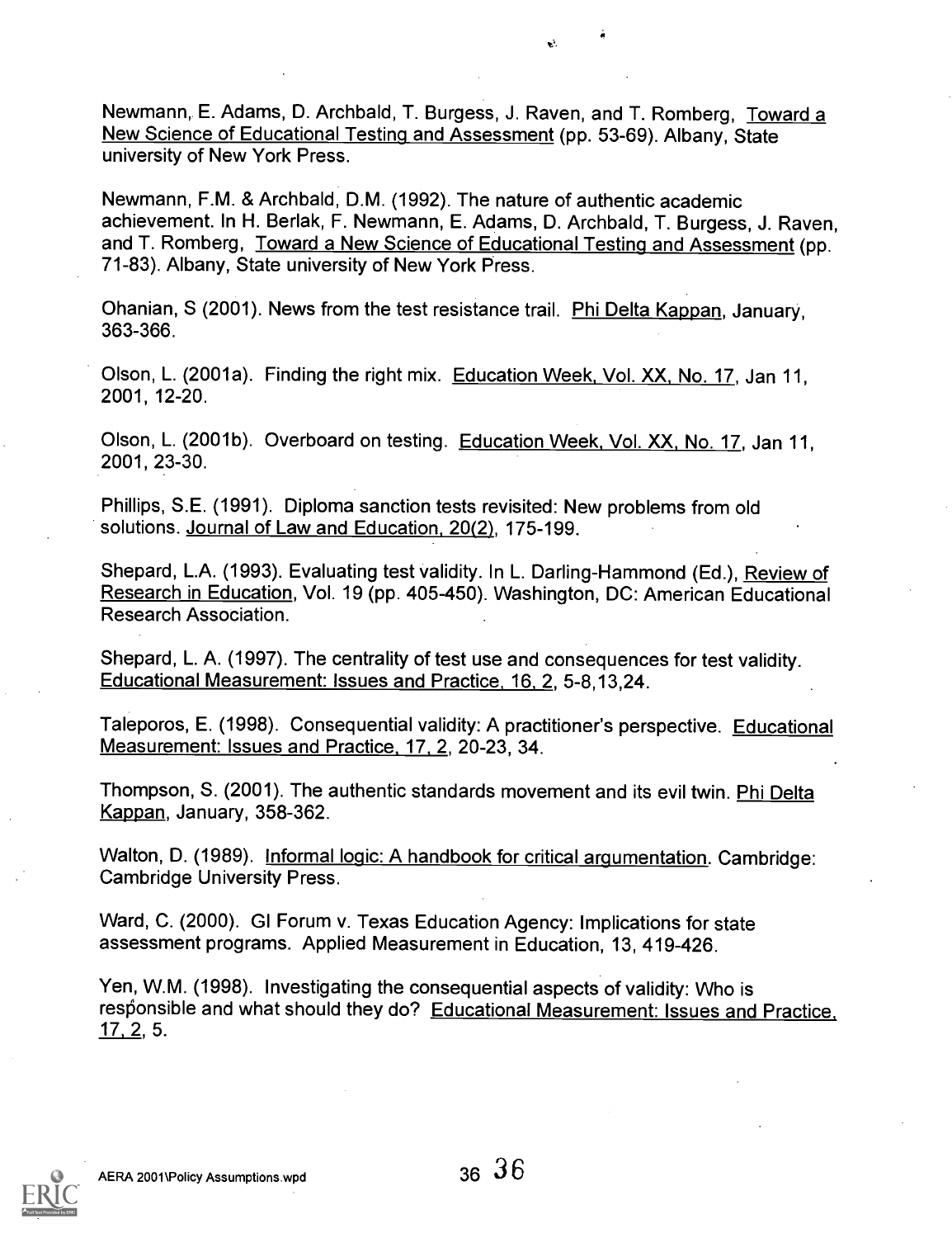Newmann, E. Adams, D. Archbald, T. Burgess, J. Raven, and T. Romberg, Toward a New Science of Educational Testing and Assessment (pp. 53-69). Albany, State university of New York Press.

Newmann, F.M. & Archbald, D.M. (1992). The nature of authentic academic achievement. In H. Berlak, F. Newmann, E. Adams, D. Archbald, T. Burgess, J. Raven, and T. Romberg, Toward a New Science of Educational Testing and Assessment (pp. 71-83). Albany, State university of New York Press.

Ohanian, S (2001). News from the test resistance trail. Phi Delta Kappan, January, 363-366.

Olson, L. (2001a). Finding the right mix. Education Week, Vol. XX, No. 17, Jan 11, 2001, 12-20.

Olson, L. (2001b). Overboard on testing. Education Week, Vol. XX, No. 17, Jan 11, 2001, 23-30.

Phillips, S.E. (1991). Diploma sanction tests revisited: New problems from old solutions. Journal of Law and Education, 20(2), 175-199.

Shepard, L.A. (1993). Evaluating test validity. In L. Darling-Hammond (Ed.), Review of Research in Education, Vol. 19 (pp. 405-450). Washington, DC: American Educational Research Association.

Shepard, L. A. (1997). The centrality of test use and consequences for test validity. Educational Measurement: Issues and Practice, 16, 2, 5-8,13,24.

Taleporos, E. (1998). Consequential validity: A practitioner's perspective. Educational Measurement: Issues and Practice, 17, 2, 20-23, 34.

Thompson, S. (2001). The authentic standards movement and its evil twin. Phi Delta Kappan, January, 358-362.

Walton, D. (1989). Informal logic: A handbook for critical argumentation. Cambridge: Cambridge University Press.

Ward, C. (2000). GI Forum v. Texas Education Agency: Implications for state assessment programs. Applied Measurement in Education, 13, 419-426.

Yen, W.M. (1998). Investigating the consequential aspects of validity: Who is responsible and what should they do? Educational Measurement: Issues and Practice, 17, 2, 5.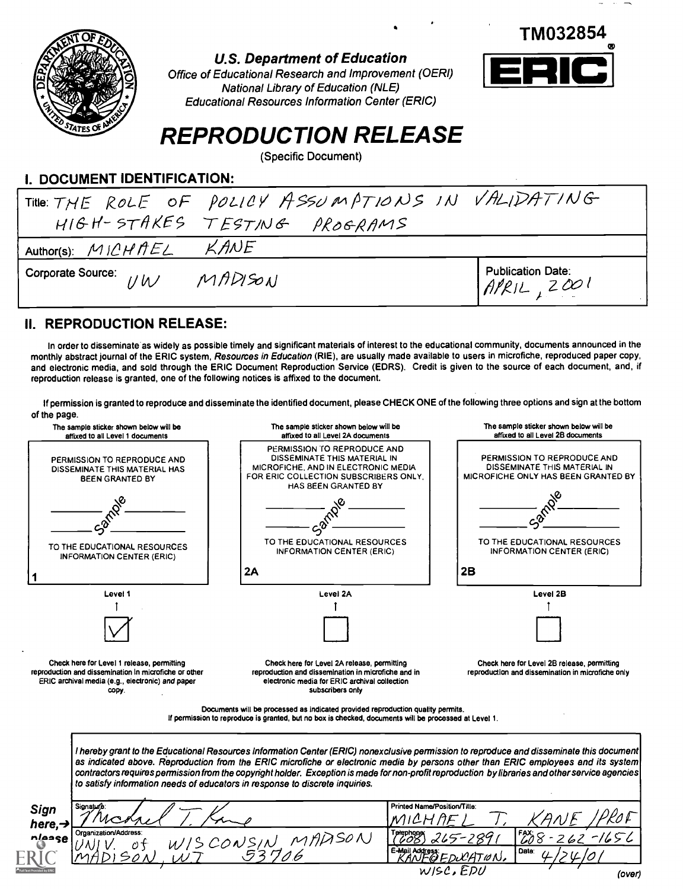TM032854

**U.S. Department of Education**
*Office of Educational Research and Improvement (OERI)*
*National Library of Education (NLE)*
*Educational Resources Information Center (ERIC)*

ERIC

# *REPRODUCTION RELEASE*

(Specific Document)

## I. DOCUMENT IDENTIFICATION:

| | |
|---|---|
| Title: THE ROLE OF POLICY ASSUMPTIONS IN VALIDATING HIGH-STAKES TESTING PROGRAMS | |
| Author(s): MICHAEL KANE | |
| Corporate Source: UW MADISON | Publication Date: APRIL, 2001 |

## II. REPRODUCTION RELEASE:

In order to disseminate as widely as possible timely and significant materials of interest to the educational community, documents announced in the monthly abstract journal of the ERIC system, *Resources in Education* (RIE), are usually made available to users in microfiche, reproduced paper copy, and electronic media, and sold through the ERIC Document Reproduction Service (EDRS). Credit is given to the source of each document, and, if reproduction release is granted, one of the following notices is affixed to the document.

If permission is granted to reproduce and disseminate the identified document, please CHECK ONE of the following three options and sign at the bottom of the page.

| The sample sticker shown below will be affixed to all Level 1 documents | The sample sticker shown below will be affixed to all Level 2A documents | The sample sticker shown below will be affixed to all Level 2B documents |
|---|---|---|
| PERMISSION TO REPRODUCE AND DISSEMINATE THIS MATERIAL HAS BEEN GRANTED BY<br>Sample<br>TO THE EDUCATIONAL RESOURCES INFORMATION CENTER (ERIC)<br>1 | PERMISSION TO REPRODUCE AND DISSEMINATE THIS MATERIAL IN MICROFICHE, AND IN ELECTRONIC MEDIA FOR ERIC COLLECTION SUBSCRIBERS ONLY, HAS BEEN GRANTED BY<br>Sample<br>TO THE EDUCATIONAL RESOURCES INFORMATION CENTER (ERIC)<br>2A | PERMISSION TO REPRODUCE AND DISSEMINATE THIS MATERIAL IN MICROFICHE ONLY HAS BEEN GRANTED BY<br>Sample<br>TO THE EDUCATIONAL RESOURCES INFORMATION CENTER (ERIC)<br>2B |
| Level 1 | Level 2A | Level 2B |
| ☑ | ☐ | ☐ |
| Check here for Level 1 release, permitting reproduction and dissemination in microfiche or other ERIC archival media (e.g., electronic) *and* paper copy. | Check here for Level 2A release, permitting reproduction and dissemination in microfiche and in electronic media for ERIC archival collection subscribers only | Check here for Level 2B release, permitting reproduction and dissemination in microfiche only |

Documents will be processed as indicated provided reproduction quality permits.
If permission to reproduce is granted, but no box is checked, documents will be processed at Level 1.

*I hereby grant to the Educational Resources Information Center (ERIC) nonexclusive permission to reproduce and disseminate this document as indicated above. Reproduction from the ERIC microfiche or electronic media by persons other than ERIC employees and its system contractors requires permission from the copyright holder. Exception is made for non-profit reproduction by libraries and other service agencies to satisfy information needs of educators in response to discrete inquiries.*

**Sign here, → please**

| | | |
|---|---|---|
| Signature: Michael T. Kane | Printed Name/Position/Title: MICHAEL T. KANE / PROF | |
| Organization/Address: UNIV. of WISCONSIN MADISON MADISON, WI 53706 | Telephone: (608) 265-2891 | FAX: 608-262-1656 |
| | E-Mail Address: KANE@EDUCATION.WISC.EDU | Date: 4/24/01 |

(over)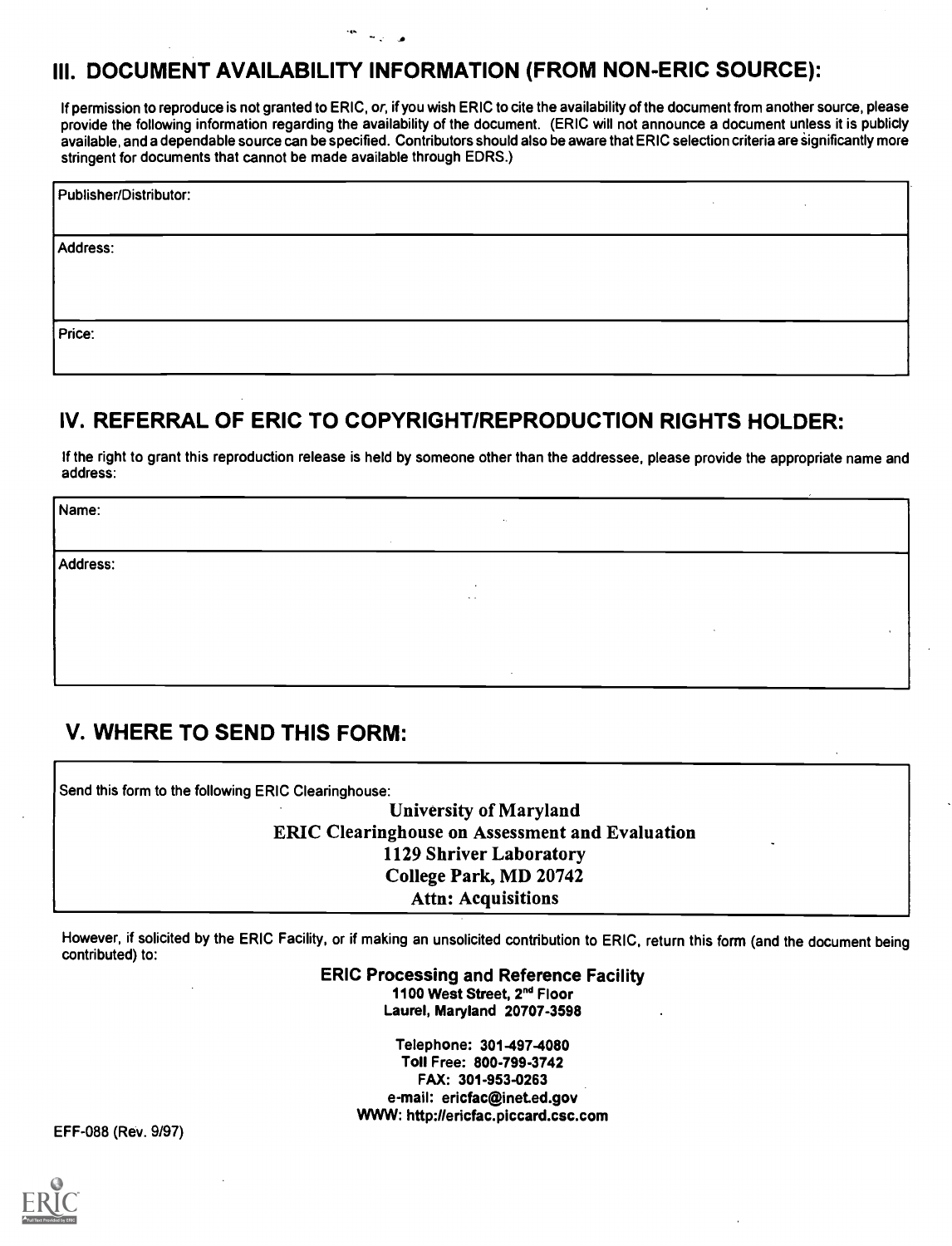## III. DOCUMENT AVAILABILITY INFORMATION (FROM NON-ERIC SOURCE):

If permission to reproduce is not granted to ERIC, *or*, if you wish ERIC to cite the availability of the document from another source, please provide the following information regarding the availability of the document. (ERIC will not announce a document unless it is publicly available, and a dependable source can be specified. Contributors should also be aware that ERIC selection criteria are significantly more stringent for documents that cannot be made available through EDRS.)

| |
|---|
| Publisher/Distributor: |
| Address: |
| Price: |

## IV. REFERRAL OF ERIC TO COPYRIGHT/REPRODUCTION RIGHTS HOLDER:

If the right to grant this reproduction release is held by someone other than the addressee, please provide the appropriate name and address:

| |
|---|
| Name: |
| Address: |

## V. WHERE TO SEND THIS FORM:

Send this form to the following ERIC Clearinghouse:

**University of Maryland**
**ERIC Clearinghouse on Assessment and Evaluation**
**1129 Shriver Laboratory**
**College Park, MD 20742**
**Attn: Acquisitions**

However, if solicited by the ERIC Facility, or if making an unsolicited contribution to ERIC, return this form (and the document being contributed) to:

**ERIC Processing and Reference Facility**
**1100 West Street, 2nd Floor**
**Laurel, Maryland 20707-3598**

**Telephone: 301-497-4080**
**Toll Free: 800-799-3742**
**FAX: 301-953-0263**
**e-mail: ericfac@inet.ed.gov**
**WWW: http://ericfac.piccard.csc.com**

EFF-088 (Rev. 9/97)